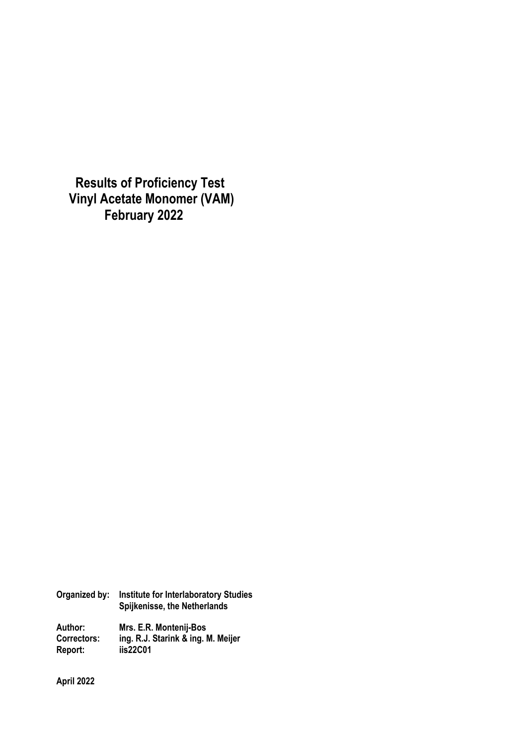# Results of Proficiency Test
# Vinyl Acetate Monomer (VAM)
# February 2022

**Organized by:** **Institute for Interlaboratory Studies**
**Spijkenisse, the Netherlands**

**Author:** **Mrs. E.R. Montenij-Bos**
**Correctors:** **ing. R.J. Starink & ing. M. Meijer**
**Report:** **iis22C01**

**April 2022**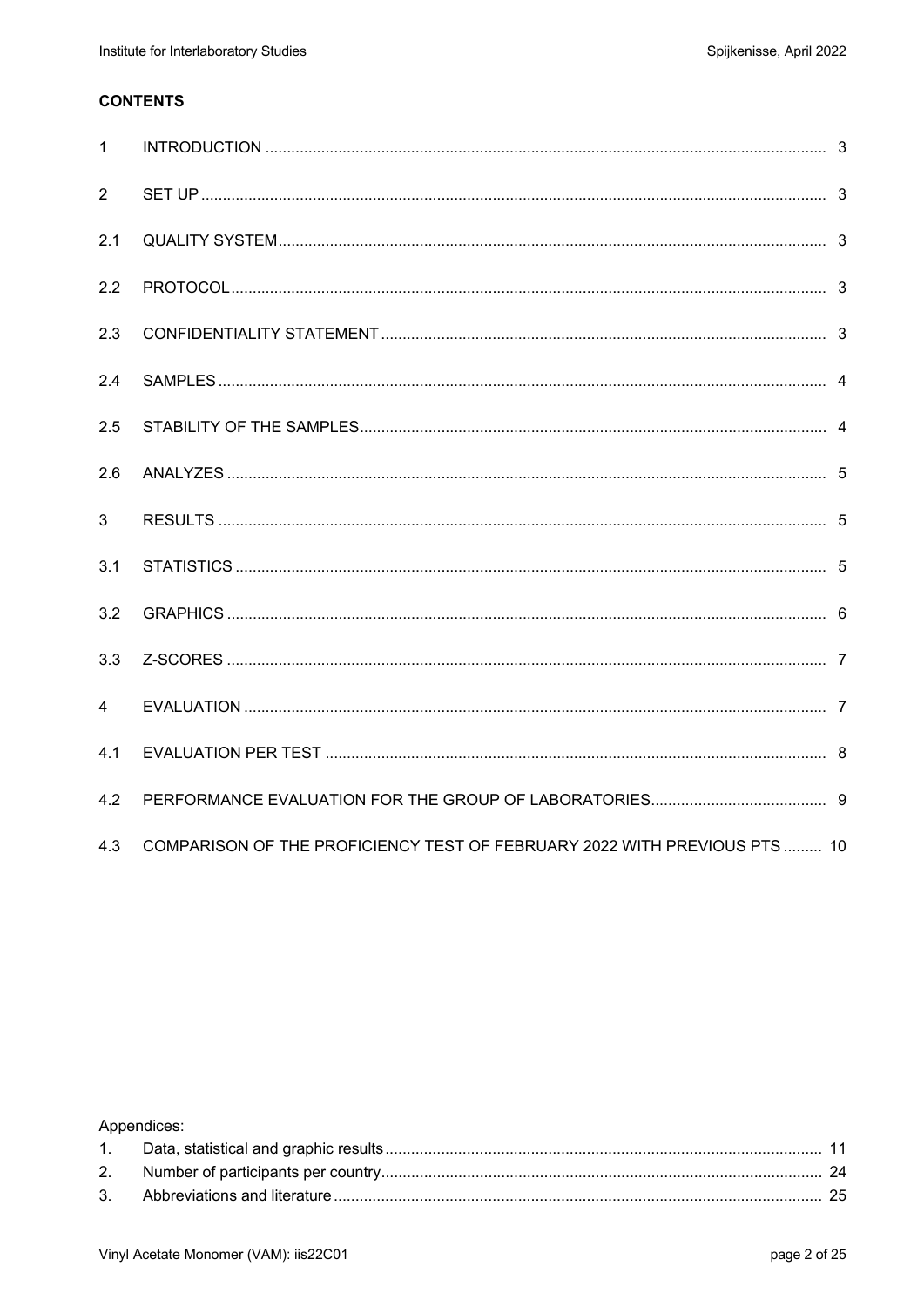**CONTENTS**

| | | |
|---|---|---|
| 1 | INTRODUCTION | 3 |
| 2 | SET UP | 3 |
| 2.1 | QUALITY SYSTEM | 3 |
| 2.2 | PROTOCOL | 3 |
| 2.3 | CONFIDENTIALITY STATEMENT | 3 |
| 2.4 | SAMPLES | 4 |
| 2.5 | STABILITY OF THE SAMPLES | 4 |
| 2.6 | ANALYZES | 5 |
| 3 | RESULTS | 5 |
| 3.1 | STATISTICS | 5 |
| 3.2 | GRAPHICS | 6 |
| 3.3 | Z-SCORES | 7 |
| 4 | EVALUATION | 7 |
| 4.1 | EVALUATION PER TEST | 8 |
| 4.2 | PERFORMANCE EVALUATION FOR THE GROUP OF LABORATORIES | 9 |
| 4.3 | COMPARISON OF THE PROFICIENCY TEST OF FEBRUARY 2022 WITH PREVIOUS PTS | 10 |

Appendices:

| | | |
|---|---|---|
| 1. | Data, statistical and graphic results | 11 |
| 2. | Number of participants per country | 24 |
| 3. | Abbreviations and literature | 25 |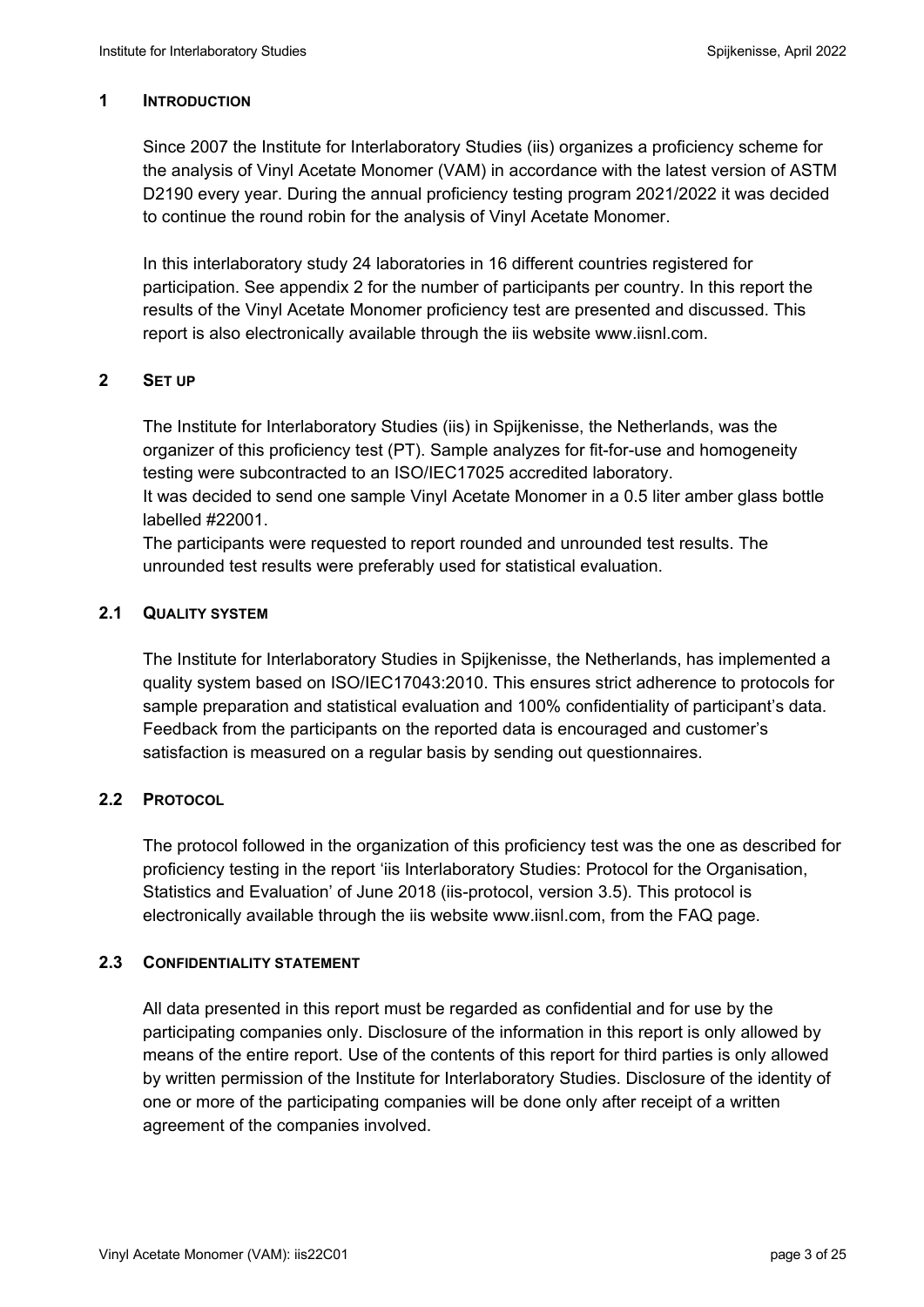## 1 INTRODUCTION

Since 2007 the Institute for Interlaboratory Studies (iis) organizes a proficiency scheme for the analysis of Vinyl Acetate Monomer (VAM) in accordance with the latest version of ASTM D2190 every year. During the annual proficiency testing program 2021/2022 it was decided to continue the round robin for the analysis of Vinyl Acetate Monomer.

In this interlaboratory study 24 laboratories in 16 different countries registered for participation. See appendix 2 for the number of participants per country. In this report the results of the Vinyl Acetate Monomer proficiency test are presented and discussed. This report is also electronically available through the iis website www.iisnl.com.

## 2 SET UP

The Institute for Interlaboratory Studies (iis) in Spijkenisse, the Netherlands, was the organizer of this proficiency test (PT). Sample analyzes for fit-for-use and homogeneity testing were subcontracted to an ISO/IEC17025 accredited laboratory.
It was decided to send one sample Vinyl Acetate Monomer in a 0.5 liter amber glass bottle labelled #22001.
The participants were requested to report rounded and unrounded test results. The unrounded test results were preferably used for statistical evaluation.

### 2.1 QUALITY SYSTEM

The Institute for Interlaboratory Studies in Spijkenisse, the Netherlands, has implemented a quality system based on ISO/IEC17043:2010. This ensures strict adherence to protocols for sample preparation and statistical evaluation and 100% confidentiality of participant's data. Feedback from the participants on the reported data is encouraged and customer's satisfaction is measured on a regular basis by sending out questionnaires.

### 2.2 PROTOCOL

The protocol followed in the organization of this proficiency test was the one as described for proficiency testing in the report 'iis Interlaboratory Studies: Protocol for the Organisation, Statistics and Evaluation' of June 2018 (iis-protocol, version 3.5). This protocol is electronically available through the iis website www.iisnl.com, from the FAQ page.

### 2.3 CONFIDENTIALITY STATEMENT

All data presented in this report must be regarded as confidential and for use by the participating companies only. Disclosure of the information in this report is only allowed by means of the entire report. Use of the contents of this report for third parties is only allowed by written permission of the Institute for Interlaboratory Studies. Disclosure of the identity of one or more of the participating companies will be done only after receipt of a written agreement of the companies involved.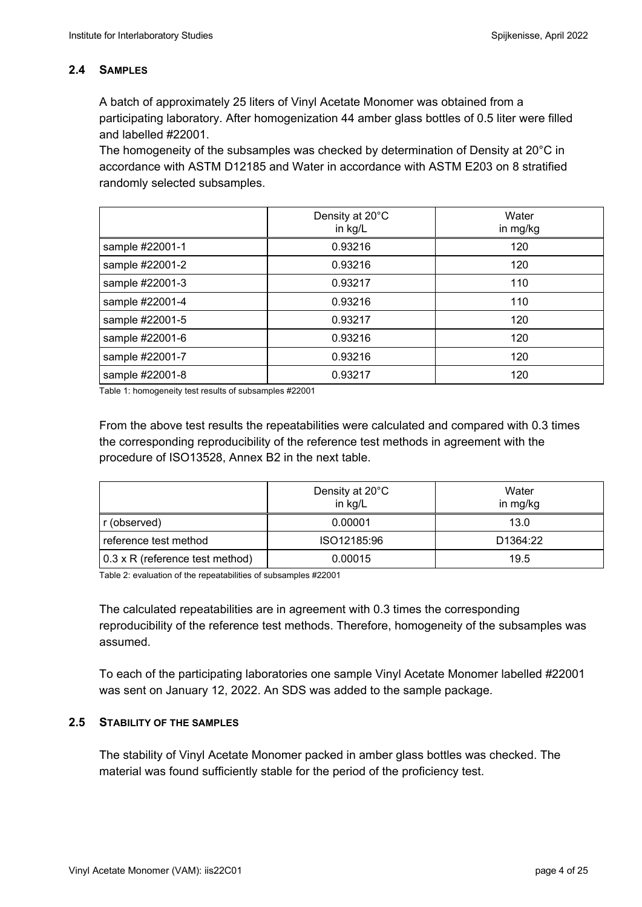### 2.4 SAMPLES

A batch of approximately 25 liters of Vinyl Acetate Monomer was obtained from a participating laboratory. After homogenization 44 amber glass bottles of 0.5 liter were filled and labelled #22001.
The homogeneity of the subsamples was checked by determination of Density at 20°C in accordance with ASTM D12185 and Water in accordance with ASTM E203 on 8 stratified randomly selected subsamples.

| | Density at 20°C in kg/L | Water in mg/kg |
|---|---|---|
| sample #22001-1 | 0.93216 | 120 |
| sample #22001-2 | 0.93216 | 120 |
| sample #22001-3 | 0.93217 | 110 |
| sample #22001-4 | 0.93216 | 110 |
| sample #22001-5 | 0.93217 | 120 |
| sample #22001-6 | 0.93216 | 120 |
| sample #22001-7 | 0.93216 | 120 |
| sample #22001-8 | 0.93217 | 120 |

Table 1: homogeneity test results of subsamples #22001

From the above test results the repeatabilities were calculated and compared with 0.3 times the corresponding reproducibility of the reference test methods in agreement with the procedure of ISO13528, Annex B2 in the next table.

| | Density at 20°C in kg/L | Water in mg/kg |
|---|---|---|
| r (observed) | 0.00001 | 13.0 |
| reference test method | ISO12185:96 | D1364:22 |
| 0.3 x R (reference test method) | 0.00015 | 19.5 |

Table 2: evaluation of the repeatabilities of subsamples #22001

The calculated repeatabilities are in agreement with 0.3 times the corresponding reproducibility of the reference test methods. Therefore, homogeneity of the subsamples was assumed.

To each of the participating laboratories one sample Vinyl Acetate Monomer labelled #22001 was sent on January 12, 2022. An SDS was added to the sample package.

### 2.5 STABILITY OF THE SAMPLES

The stability of Vinyl Acetate Monomer packed in amber glass bottles was checked. The material was found sufficiently stable for the period of the proficiency test.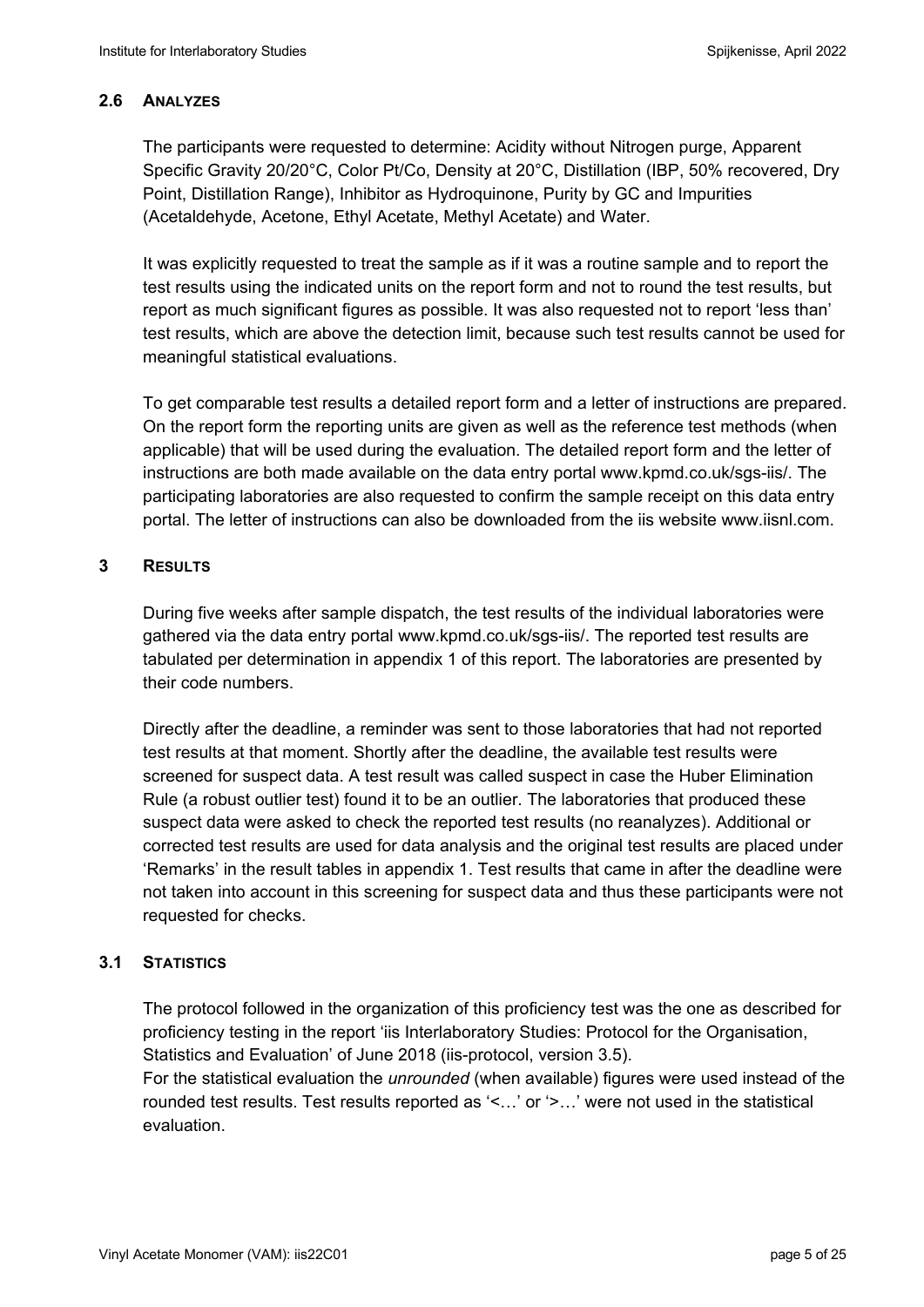## 2.6 ANALYZES

The participants were requested to determine: Acidity without Nitrogen purge, Apparent Specific Gravity 20/20°C, Color Pt/Co, Density at 20°C, Distillation (IBP, 50% recovered, Dry Point, Distillation Range), Inhibitor as Hydroquinone, Purity by GC and Impurities (Acetaldehyde, Acetone, Ethyl Acetate, Methyl Acetate) and Water.

It was explicitly requested to treat the sample as if it was a routine sample and to report the test results using the indicated units on the report form and not to round the test results, but report as much significant figures as possible. It was also requested not to report 'less than' test results, which are above the detection limit, because such test results cannot be used for meaningful statistical evaluations.

To get comparable test results a detailed report form and a letter of instructions are prepared. On the report form the reporting units are given as well as the reference test methods (when applicable) that will be used during the evaluation. The detailed report form and the letter of instructions are both made available on the data entry portal www.kpmd.co.uk/sgs-iis/. The participating laboratories are also requested to confirm the sample receipt on this data entry portal. The letter of instructions can also be downloaded from the iis website www.iisnl.com.

# 3 RESULTS

During five weeks after sample dispatch, the test results of the individual laboratories were gathered via the data entry portal www.kpmd.co.uk/sgs-iis/. The reported test results are tabulated per determination in appendix 1 of this report. The laboratories are presented by their code numbers.

Directly after the deadline, a reminder was sent to those laboratories that had not reported test results at that moment. Shortly after the deadline, the available test results were screened for suspect data. A test result was called suspect in case the Huber Elimination Rule (a robust outlier test) found it to be an outlier. The laboratories that produced these suspect data were asked to check the reported test results (no reanalyzes). Additional or corrected test results are used for data analysis and the original test results are placed under 'Remarks' in the result tables in appendix 1. Test results that came in after the deadline were not taken into account in this screening for suspect data and thus these participants were not requested for checks.

## 3.1 STATISTICS

The protocol followed in the organization of this proficiency test was the one as described for proficiency testing in the report 'iis Interlaboratory Studies: Protocol for the Organisation, Statistics and Evaluation' of June 2018 (iis-protocol, version 3.5).
For the statistical evaluation the *unrounded* (when available) figures were used instead of the rounded test results. Test results reported as '<…' or '>…' were not used in the statistical evaluation.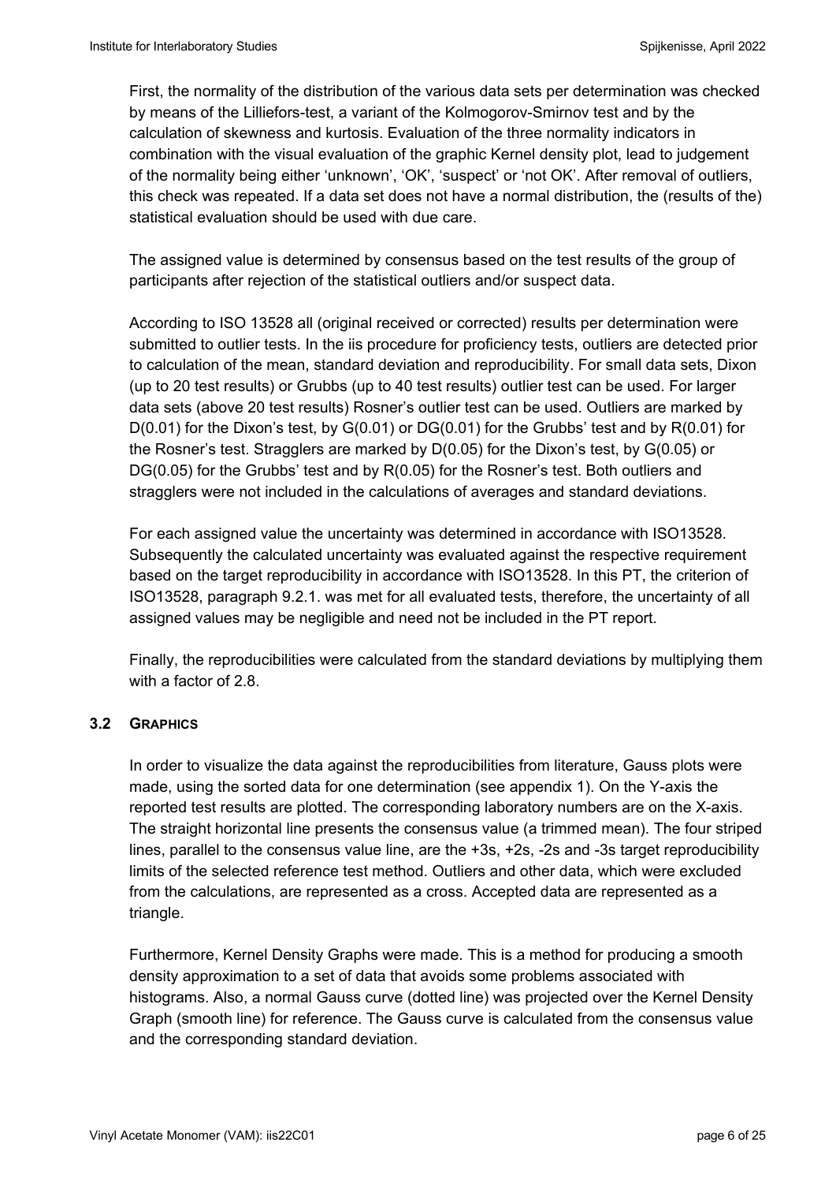First, the normality of the distribution of the various data sets per determination was checked by means of the Lilliefors-test, a variant of the Kolmogorov-Smirnov test and by the calculation of skewness and kurtosis. Evaluation of the three normality indicators in combination with the visual evaluation of the graphic Kernel density plot, lead to judgement of the normality being either 'unknown', 'OK', 'suspect' or 'not OK'. After removal of outliers, this check was repeated. If a data set does not have a normal distribution, the (results of the) statistical evaluation should be used with due care.

The assigned value is determined by consensus based on the test results of the group of participants after rejection of the statistical outliers and/or suspect data.

According to ISO 13528 all (original received or corrected) results per determination were submitted to outlier tests. In the iis procedure for proficiency tests, outliers are detected prior to calculation of the mean, standard deviation and reproducibility. For small data sets, Dixon (up to 20 test results) or Grubbs (up to 40 test results) outlier test can be used. For larger data sets (above 20 test results) Rosner's outlier test can be used. Outliers are marked by D(0.01) for the Dixon's test, by G(0.01) or DG(0.01) for the Grubbs' test and by R(0.01) for the Rosner's test. Stragglers are marked by D(0.05) for the Dixon's test, by G(0.05) or DG(0.05) for the Grubbs' test and by R(0.05) for the Rosner's test. Both outliers and stragglers were not included in the calculations of averages and standard deviations.

For each assigned value the uncertainty was determined in accordance with ISO13528. Subsequently the calculated uncertainty was evaluated against the respective requirement based on the target reproducibility in accordance with ISO13528. In this PT, the criterion of ISO13528, paragraph 9.2.1. was met for all evaluated tests, therefore, the uncertainty of all assigned values may be negligible and need not be included in the PT report.

Finally, the reproducibilities were calculated from the standard deviations by multiplying them with a factor of 2.8.

### 3.2 GRAPHICS

In order to visualize the data against the reproducibilities from literature, Gauss plots were made, using the sorted data for one determination (see appendix 1). On the Y-axis the reported test results are plotted. The corresponding laboratory numbers are on the X-axis. The straight horizontal line presents the consensus value (a trimmed mean). The four striped lines, parallel to the consensus value line, are the +3s, +2s, -2s and -3s target reproducibility limits of the selected reference test method. Outliers and other data, which were excluded from the calculations, are represented as a cross. Accepted data are represented as a triangle.

Furthermore, Kernel Density Graphs were made. This is a method for producing a smooth density approximation to a set of data that avoids some problems associated with histograms. Also, a normal Gauss curve (dotted line) was projected over the Kernel Density Graph (smooth line) for reference. The Gauss curve is calculated from the consensus value and the corresponding standard deviation.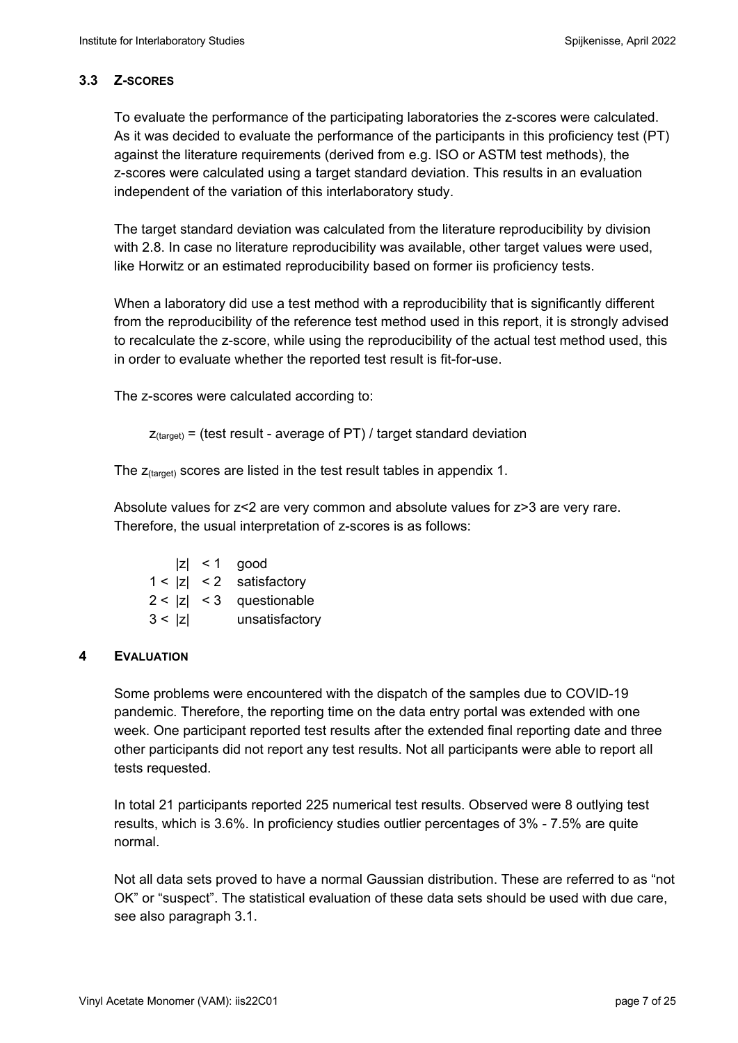### 3.3 Z-SCORES

To evaluate the performance of the participating laboratories the z-scores were calculated. As it was decided to evaluate the performance of the participants in this proficiency test (PT) against the literature requirements (derived from e.g. ISO or ASTM test methods), the z-scores were calculated using a target standard deviation. This results in an evaluation independent of the variation of this interlaboratory study.

The target standard deviation was calculated from the literature reproducibility by division with 2.8. In case no literature reproducibility was available, other target values were used, like Horwitz or an estimated reproducibility based on former iis proficiency tests.

When a laboratory did use a test method with a reproducibility that is significantly different from the reproducibility of the reference test method used in this report, it is strongly advised to recalculate the z-score, while using the reproducibility of the actual test method used, this in order to evaluate whether the reported test result is fit-for-use.

The z-scores were calculated according to:

$z_{(target)}$ = (test result - average of PT) / target standard deviation

The $z_{(target)}$ scores are listed in the test result tables in appendix 1.

Absolute values for z<2 are very common and absolute values for z>3 are very rare. Therefore, the usual interpretation of z-scores is as follows:

| | |
|---|---|
| $\|z\| < 1$ | good |
| $1 < \|z\| < 2$ | satisfactory |
| $2 < \|z\| < 3$ | questionable |
| $3 < \|z\|$ | unsatisfactory |

## 4 EVALUATION

Some problems were encountered with the dispatch of the samples due to COVID-19 pandemic. Therefore, the reporting time on the data entry portal was extended with one week. One participant reported test results after the extended final reporting date and three other participants did not report any test results. Not all participants were able to report all tests requested.

In total 21 participants reported 225 numerical test results. Observed were 8 outlying test results, which is 3.6%. In proficiency studies outlier percentages of 3% - 7.5% are quite normal.

Not all data sets proved to have a normal Gaussian distribution. These are referred to as "not OK" or "suspect". The statistical evaluation of these data sets should be used with due care, see also paragraph 3.1.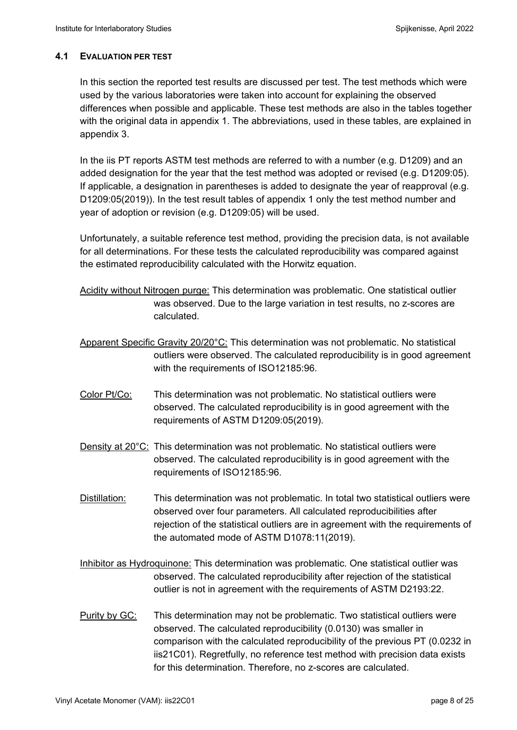### 4.1 EVALUATION PER TEST

In this section the reported test results are discussed per test. The test methods which were used by the various laboratories were taken into account for explaining the observed differences when possible and applicable. These test methods are also in the tables together with the original data in appendix 1. The abbreviations, used in these tables, are explained in appendix 3.

In the iis PT reports ASTM test methods are referred to with a number (e.g. D1209) and an added designation for the year that the test method was adopted or revised (e.g. D1209:05). If applicable, a designation in parentheses is added to designate the year of reapproval (e.g. D1209:05(2019)). In the test result tables of appendix 1 only the test method number and year of adoption or revision (e.g. D1209:05) will be used.

Unfortunately, a suitable reference test method, providing the precision data, is not available for all determinations. For these tests the calculated reproducibility was compared against the estimated reproducibility calculated with the Horwitz equation.

<u>Acidity without Nitrogen purge:</u> This determination was problematic. One statistical outlier was observed. Due to the large variation in test results, no z-scores are calculated.

<u>Apparent Specific Gravity 20/20°C:</u> This determination was not problematic. No statistical outliers were observed. The calculated reproducibility is in good agreement with the requirements of ISO12185:96.

<u>Color Pt/Co:</u> This determination was not problematic. No statistical outliers were observed. The calculated reproducibility is in good agreement with the requirements of ASTM D1209:05(2019).

<u>Density at 20°C:</u> This determination was not problematic. No statistical outliers were observed. The calculated reproducibility is in good agreement with the requirements of ISO12185:96.

<u>Distillation:</u> This determination was not problematic. In total two statistical outliers were observed over four parameters. All calculated reproducibilities after rejection of the statistical outliers are in agreement with the requirements of the automated mode of ASTM D1078:11(2019).

<u>Inhibitor as Hydroquinone:</u> This determination was problematic. One statistical outlier was observed. The calculated reproducibility after rejection of the statistical outlier is not in agreement with the requirements of ASTM D2193:22.

<u>Purity by GC:</u> This determination may not be problematic. Two statistical outliers were observed. The calculated reproducibility (0.0130) was smaller in comparison with the calculated reproducibility of the previous PT (0.0232 in iis21C01). Regretfully, no reference test method with precision data exists for this determination. Therefore, no z-scores are calculated.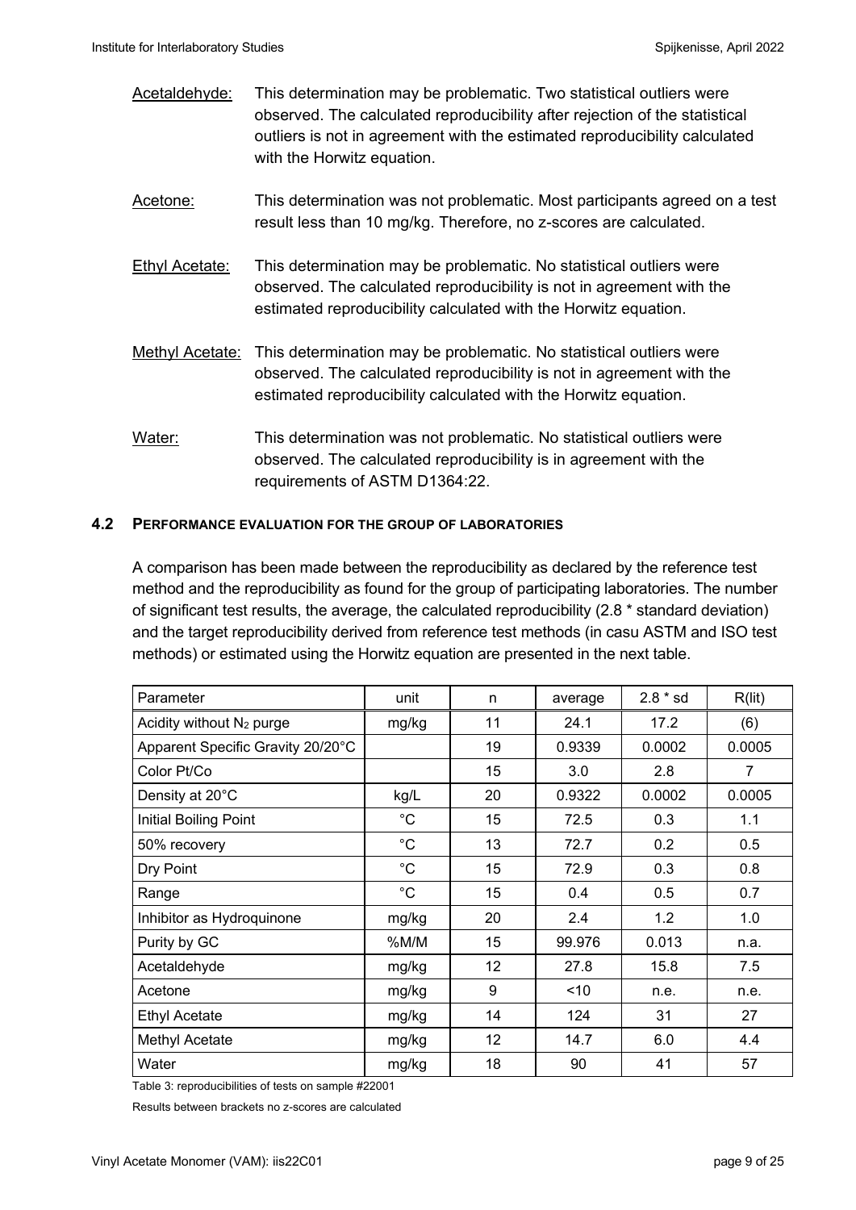Acetaldehyde: This determination may be problematic. Two statistical outliers were observed. The calculated reproducibility after rejection of the statistical outliers is not in agreement with the estimated reproducibility calculated with the Horwitz equation.

Acetone: This determination was not problematic. Most participants agreed on a test result less than 10 mg/kg. Therefore, no z-scores are calculated.

Ethyl Acetate: This determination may be problematic. No statistical outliers were observed. The calculated reproducibility is not in agreement with the estimated reproducibility calculated with the Horwitz equation.

Methyl Acetate: This determination may be problematic. No statistical outliers were observed. The calculated reproducibility is not in agreement with the estimated reproducibility calculated with the Horwitz equation.

Water: This determination was not problematic. No statistical outliers were observed. The calculated reproducibility is in agreement with the requirements of ASTM D1364:22.

## 4.2 PERFORMANCE EVALUATION FOR THE GROUP OF LABORATORIES

A comparison has been made between the reproducibility as declared by the reference test method and the reproducibility as found for the group of participating laboratories. The number of significant test results, the average, the calculated reproducibility (2.8 * standard deviation) and the target reproducibility derived from reference test methods (in casu ASTM and ISO test methods) or estimated using the Horwitz equation are presented in the next table.

| Parameter | unit | n | average | 2.8 * sd | R(lit) |
|---|---|---|---|---|---|
| Acidity without $N_2$ purge | mg/kg | 11 | 24.1 | 17.2 | (6) |
| Apparent Specific Gravity 20/20°C | | 19 | 0.9339 | 0.0002 | 0.0005 |
| Color Pt/Co | | 15 | 3.0 | 2.8 | 7 |
| Density at 20°C | kg/L | 20 | 0.9322 | 0.0002 | 0.0005 |
| Initial Boiling Point | °C | 15 | 72.5 | 0.3 | 1.1 |
| 50% recovery | °C | 13 | 72.7 | 0.2 | 0.5 |
| Dry Point | °C | 15 | 72.9 | 0.3 | 0.8 |
| Range | °C | 15 | 0.4 | 0.5 | 0.7 |
| Inhibitor as Hydroquinone | mg/kg | 20 | 2.4 | 1.2 | 1.0 |
| Purity by GC | %M/M | 15 | 99.976 | 0.013 | n.a. |
| Acetaldehyde | mg/kg | 12 | 27.8 | 15.8 | 7.5 |
| Acetone | mg/kg | 9 | <10 | n.e. | n.e. |
| Ethyl Acetate | mg/kg | 14 | 124 | 31 | 27 |
| Methyl Acetate | mg/kg | 12 | 14.7 | 6.0 | 4.4 |
| Water | mg/kg | 18 | 90 | 41 | 57 |

Table 3: reproducibilities of tests on sample #22001

Results between brackets no z-scores are calculated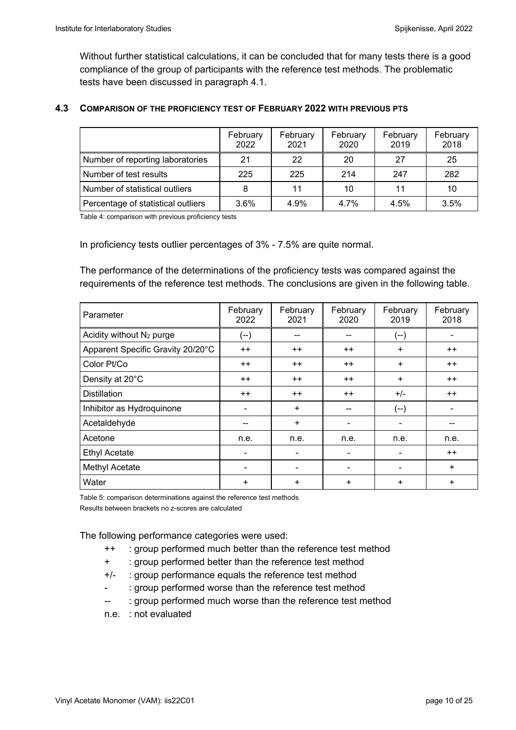Without further statistical calculations, it can be concluded that for many tests there is a good compliance of the group of participants with the reference test methods. The problematic tests have been discussed in paragraph 4.1.

### 4.3 COMPARISON OF THE PROFICIENCY TEST OF FEBRUARY 2022 WITH PREVIOUS PTS

| | February 2022 | February 2021 | February 2020 | February 2019 | February 2018 |
|---|---|---|---|---|---|
| Number of reporting laboratories | 21 | 22 | 20 | 27 | 25 |
| Number of test results | 225 | 225 | 214 | 247 | 282 |
| Number of statistical outliers | 8 | 11 | 10 | 11 | 10 |
| Percentage of statistical outliers | 3.6% | 4.9% | 4.7% | 4.5% | 3.5% |

Table 4: comparison with previous proficiency tests

In proficiency tests outlier percentages of 3% - 7.5% are quite normal.

The performance of the determinations of the proficiency tests was compared against the requirements of the reference test methods. The conclusions are given in the following table.

| Parameter | February 2022 | February 2021 | February 2020 | February 2019 | February 2018 |
|---|---|---|---|---|---|
| Acidity without $N_2$ purge | (--) | -- | -- | (--) | - |
| Apparent Specific Gravity 20/20°C | ++ | ++ | ++ | + | ++ |
| Color Pt/Co | ++ | ++ | ++ | + | ++ |
| Density at 20°C | ++ | ++ | ++ | + | ++ |
| Distillation | ++ | ++ | ++ | +/- | ++ |
| Inhibitor as Hydroquinone | - | + | -- | (--) | - |
| Acetaldehyde | -- | + | - | - | -- |
| Acetone | n.e. | n.e. | n.e. | n.e. | n.e. |
| Ethyl Acetate | - | - | - | - | ++ |
| Methyl Acetate | - | - | - | - | + |
| Water | + | + | + | + | + |

Table 5: comparison determinations against the reference test methods
Results between brackets no z-scores are calculated

The following performance categories were used:

- ++ : group performed much better than the reference test method
- \+ : group performed better than the reference test method
- +/- : group performance equals the reference test method
- \- : group performed worse than the reference test method
- -- : group performed much worse than the reference test method
- n.e. : not evaluated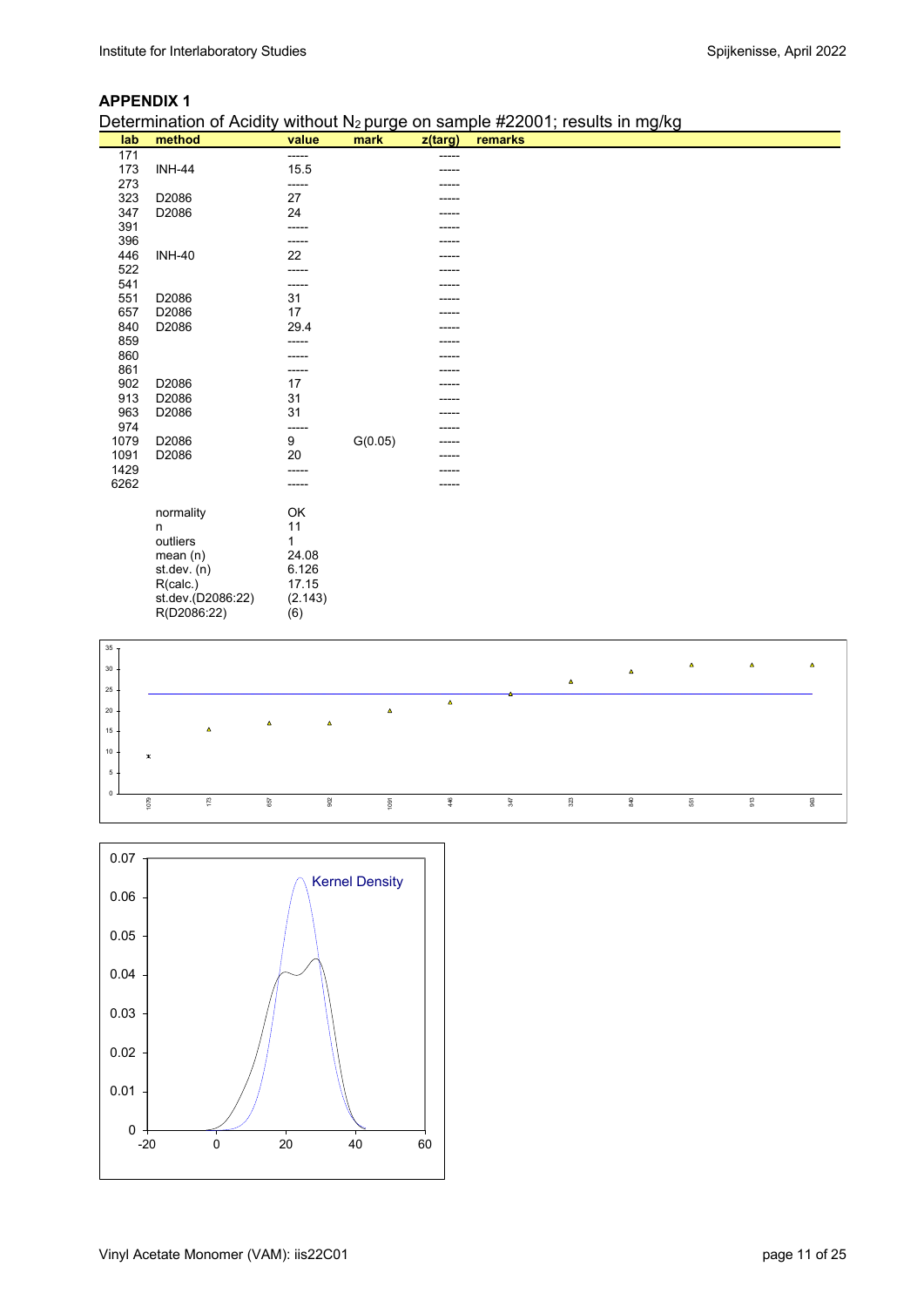## APPENDIX 1

Determination of Acidity without $N_2$ purge on sample #22001; results in mg/kg

| lab | method | value | mark | z(targ) | remarks |
|---|---|---|---|---|---|
| 171 | | ----- | | ----- | |
| 173 | INH-44 | 15.5 | | ----- | |
| 273 | | ----- | | ----- | |
| 323 | D2086 | 27 | | ----- | |
| 347 | D2086 | 24 | | ----- | |
| 391 | | ----- | | ----- | |
| 396 | | ----- | | ----- | |
| 446 | INH-40 | 22 | | ----- | |
| 522 | | ----- | | ----- | |
| 541 | | ----- | | ----- | |
| 551 | D2086 | 31 | | ----- | |
| 657 | D2086 | 17 | | ----- | |
| 840 | D2086 | 29.4 | | ----- | |
| 859 | | ----- | | ----- | |
| 860 | | ----- | | ----- | |
| 861 | | ----- | | ----- | |
| 902 | D2086 | 17 | | ----- | |
| 913 | D2086 | 31 | | ----- | |
| 963 | D2086 | 31 | | ----- | |
| 974 | | ----- | | ----- | |
| 1079 | D2086 | 9 | G(0.05) | ----- | |
| 1091 | D2086 | 20 | | ----- | |
| 1429 | | ----- | | ----- | |
| 6262 | | ----- | | ----- | |

| | |
|---|---|
| normality | OK |
| n | 11 |
| outliers | 1 |
| mean (n) | 24.08 |
| st.dev. (n) | 6.126 |
| R(calc.) | 17.15 |
| st.dev.(D2086:22) | (2.143) |
| R(D2086:22) | (6) |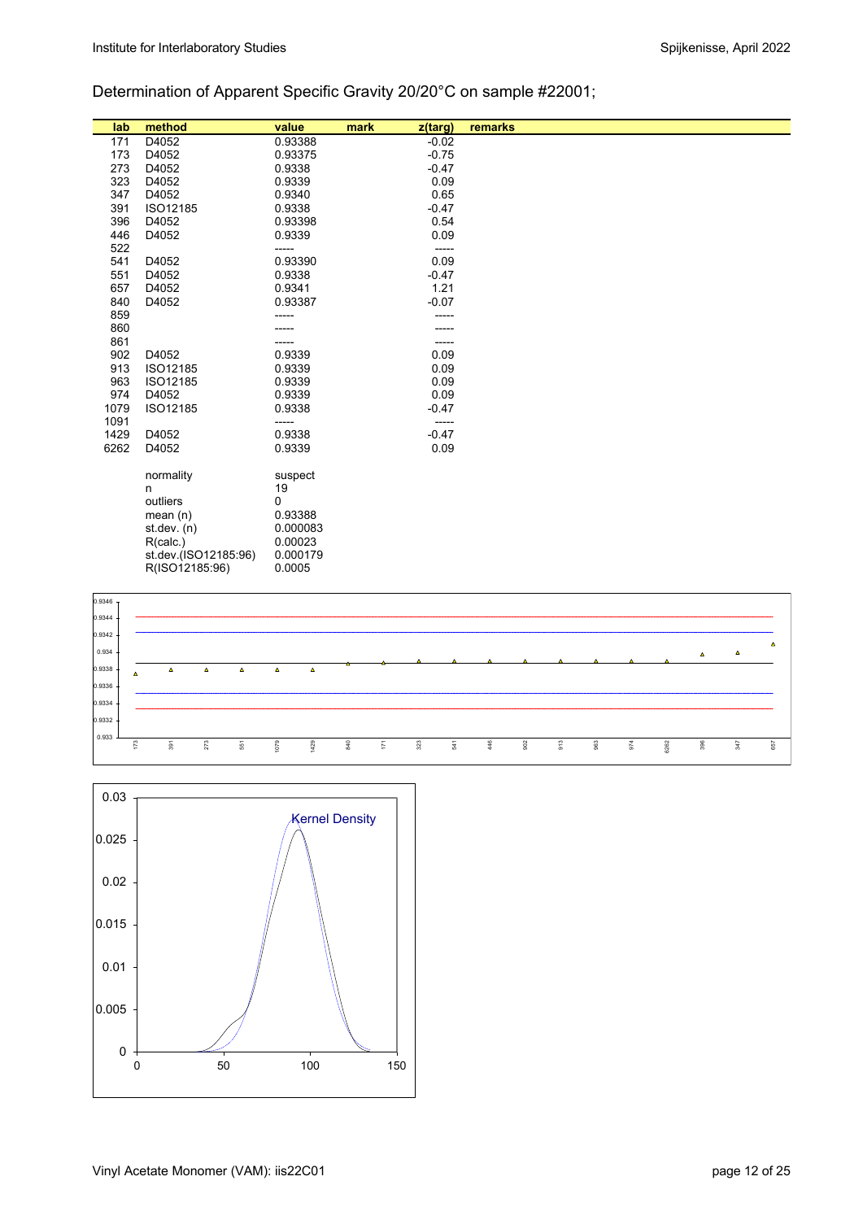Determination of Apparent Specific Gravity 20/20°C on sample #22001;

| lab | method | value | mark | z(targ) | remarks |
|---|---|---|---|---|---|
| 171 | D4052 | 0.93388 | | -0.02 | |
| 173 | D4052 | 0.93375 | | -0.75 | |
| 273 | D4052 | 0.9338 | | -0.47 | |
| 323 | D4052 | 0.9339 | | 0.09 | |
| 347 | D4052 | 0.9340 | | 0.65 | |
| 391 | ISO12185 | 0.9338 | | -0.47 | |
| 396 | D4052 | 0.93398 | | 0.54 | |
| 446 | D4052 | 0.9339 | | 0.09 | |
| 522 | | ----- | | ----- | |
| 541 | D4052 | 0.93390 | | 0.09 | |
| 551 | D4052 | 0.9338 | | -0.47 | |
| 657 | D4052 | 0.9341 | | 1.21 | |
| 840 | D4052 | 0.93387 | | -0.07 | |
| 859 | | ----- | | ----- | |
| 860 | | ----- | | ----- | |
| 861 | | ----- | | ----- | |
| 902 | D4052 | 0.9339 | | 0.09 | |
| 913 | ISO12185 | 0.9339 | | 0.09 | |
| 963 | ISO12185 | 0.9339 | | 0.09 | |
| 974 | D4052 | 0.9339 | | 0.09 | |
| 1079 | ISO12185 | 0.9338 | | -0.47 | |
| 1091 | | ----- | | ----- | |
| 1429 | D4052 | 0.9338 | | -0.47 | |
| 6262 | D4052 | 0.9339 | | 0.09 | |
| | normality | suspect | | | |
| | n | 19 | | | |
| | outliers | 0 | | | |
| | mean (n) | 0.93388 | | | |
| | st.dev. (n) | 0.000083 | | | |
| | R(calc.) | 0.00023 | | | |
| | st.dev.(ISO12185:96) | 0.000179 | | | |
| | R(ISO12185:96) | 0.0005 | | | |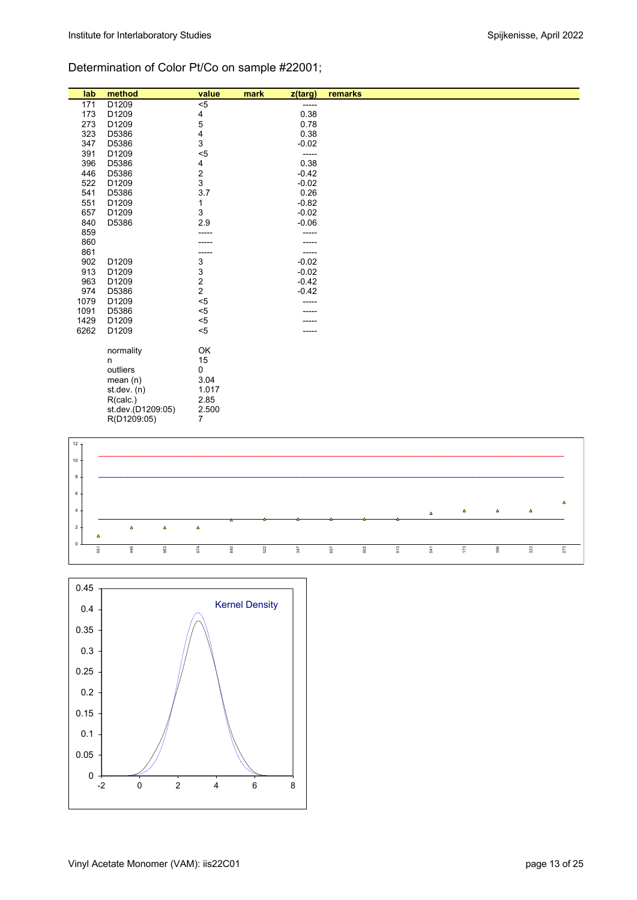Determination of Color Pt/Co on sample #22001;

| lab | method | value | mark | z(targ) | remarks |
|---|---|---|---|---|---|
| 171 | D1209 | <5 | | ----- | |
| 173 | D1209 | 4 | | 0.38 | |
| 273 | D1209 | 5 | | 0.78 | |
| 323 | D5386 | 4 | | 0.38 | |
| 347 | D5386 | 3 | | -0.02 | |
| 391 | D1209 | <5 | | ----- | |
| 396 | D5386 | 4 | | 0.38 | |
| 446 | D5386 | 2 | | -0.42 | |
| 522 | D1209 | 3 | | -0.02 | |
| 541 | D5386 | 3.7 | | 0.26 | |
| 551 | D1209 | 1 | | -0.82 | |
| 657 | D1209 | 3 | | -0.02 | |
| 840 | D5386 | 2.9 | | -0.06 | |
| 859 | | ----- | | ----- | |
| 860 | | ----- | | ----- | |
| 861 | | ----- | | ----- | |
| 902 | D1209 | 3 | | -0.02 | |
| 913 | D1209 | 3 | | -0.02 | |
| 963 | D1209 | 2 | | -0.42 | |
| 974 | D5386 | 2 | | -0.42 | |
| 1079 | D1209 | <5 | | ----- | |
| 1091 | D5386 | <5 | | ----- | |
| 1429 | D1209 | <5 | | ----- | |
| 6262 | D1209 | <5 | | ----- | |
| | normality | OK | | | |
| | n | 15 | | | |
| | outliers | 0 | | | |
| | mean (n) | 3.04 | | | |
| | st.dev. (n) | 1.017 | | | |
| | R(calc.) | 2.85 | | | |
| | st.dev.(D1209:05) | 2.500 | | | |
| | R(D1209:05) | 7 | | | |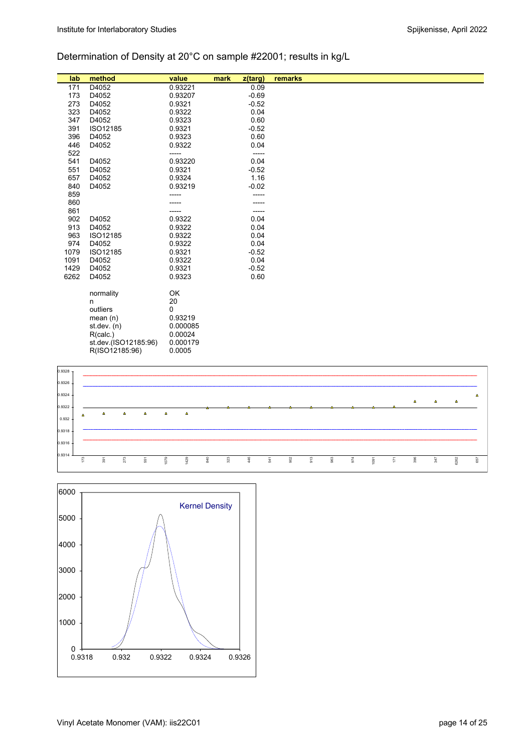Determination of Density at 20°C on sample #22001; results in kg/L

| lab | method | value | mark | z(targ) | remarks |
|---|---|---|---|---|---|
| 171 | D4052 | 0.93221 | | 0.09 | |
| 173 | D4052 | 0.93207 | | -0.69 | |
| 273 | D4052 | 0.9321 | | -0.52 | |
| 323 | D4052 | 0.9322 | | 0.04 | |
| 347 | D4052 | 0.9323 | | 0.60 | |
| 391 | ISO12185 | 0.9321 | | -0.52 | |
| 396 | D4052 | 0.9323 | | 0.60 | |
| 446 | D4052 | 0.9322 | | 0.04 | |
| 522 | | ----- | | ----- | |
| 541 | D4052 | 0.93220 | | 0.04 | |
| 551 | D4052 | 0.9321 | | -0.52 | |
| 657 | D4052 | 0.9324 | | 1.16 | |
| 840 | D4052 | 0.93219 | | -0.02 | |
| 859 | | ----- | | ----- | |
| 860 | | ----- | | ----- | |
| 861 | | ----- | | ----- | |
| 902 | D4052 | 0.9322 | | 0.04 | |
| 913 | D4052 | 0.9322 | | 0.04 | |
| 963 | ISO12185 | 0.9322 | | 0.04 | |
| 974 | D4052 | 0.9322 | | 0.04 | |
| 1079 | ISO12185 | 0.9321 | | -0.52 | |
| 1091 | D4052 | 0.9322 | | 0.04 | |
| 1429 | D4052 | 0.9321 | | -0.52 | |
| 6262 | D4052 | 0.9323 | | 0.60 | |
| | | | | | |
| | normality | OK | | | |
| | n | 20 | | | |
| | outliers | 0 | | | |
| | mean (n) | 0.93219 | | | |
| | st.dev. (n) | 0.000085 | | | |
| | R(calc.) | 0.00024 | | | |
| | st.dev.(ISO12185:96) | 0.000179 | | | |
| | R(ISO12185:96) | 0.0005 | | | |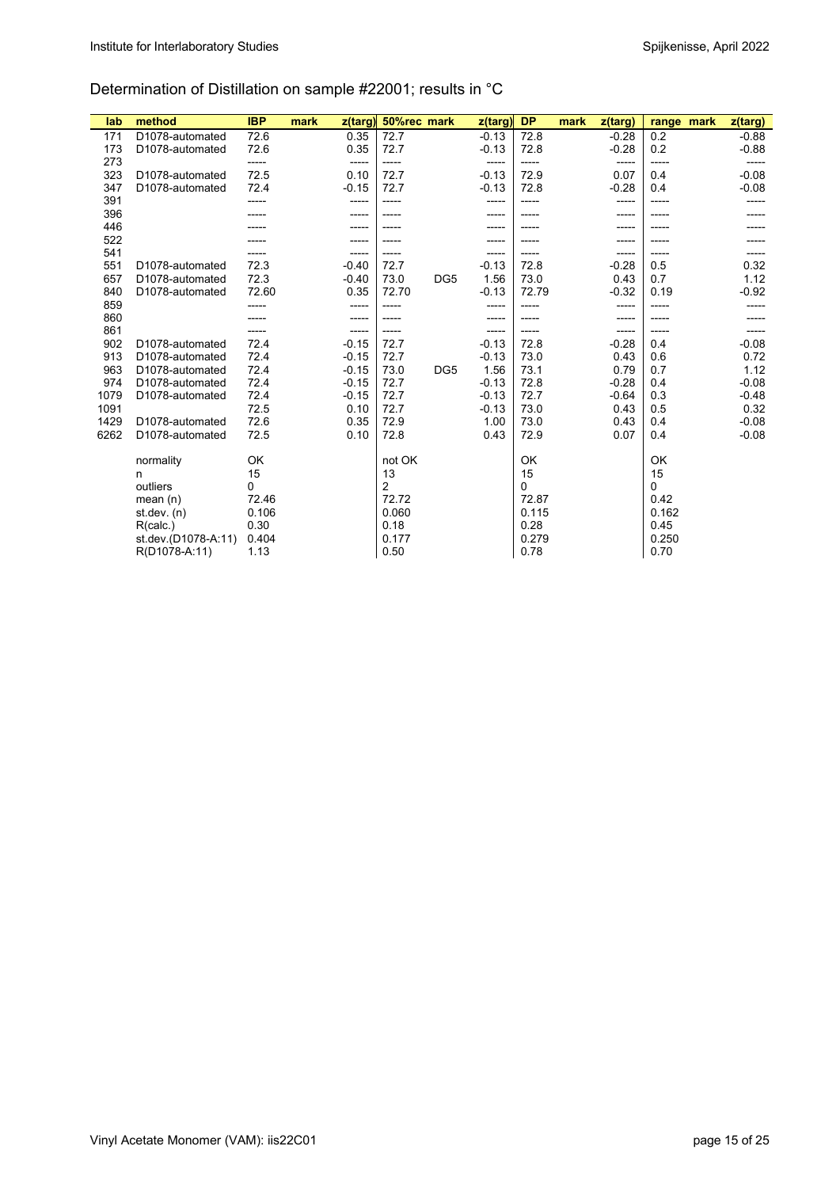## Determination of Distillation on sample #22001; results in °C

| lab | method | IBP | mark | z(targ) | 50%rec | mark | z(targ) | DP | mark | z(targ) | range | mark | z(targ) |
|---|---|---|---|---|---|---|---|---|---|---|---|---|---|
| 171 | D1078-automated | 72.6 | | 0.35 | 72.7 | | -0.13 | 72.8 | | -0.28 | 0.2 | | -0.88 |
| 173 | D1078-automated | 72.6 | | 0.35 | 72.7 | | -0.13 | 72.8 | | -0.28 | 0.2 | | -0.88 |
| 273 | | ----- | | ----- | ----- | | ----- | ----- | | ----- | ----- | | ----- |
| 323 | D1078-automated | 72.5 | | 0.10 | 72.7 | | -0.13 | 72.9 | | 0.07 | 0.4 | | -0.08 |
| 347 | D1078-automated | 72.4 | | -0.15 | 72.7 | | -0.13 | 72.8 | | -0.28 | 0.4 | | -0.08 |
| 391 | | ----- | | ----- | ----- | | ----- | ----- | | ----- | ----- | | ----- |
| 396 | | ----- | | ----- | ----- | | ----- | ----- | | ----- | ----- | | ----- |
| 446 | | ----- | | ----- | ----- | | ----- | ----- | | ----- | ----- | | ----- |
| 522 | | ----- | | ----- | ----- | | ----- | ----- | | ----- | ----- | | ----- |
| 541 | | ----- | | ----- | ----- | | ----- | ----- | | ----- | ----- | | ----- |
| 551 | D1078-automated | 72.3 | | -0.40 | 72.7 | | -0.13 | 72.8 | | -0.28 | 0.5 | | 0.32 |
| 657 | D1078-automated | 72.3 | | -0.40 | 73.0 | DG5 | 1.56 | 73.0 | | 0.43 | 0.7 | | 1.12 |
| 840 | D1078-automated | 72.60 | | 0.35 | 72.70 | | -0.13 | 72.79 | | -0.32 | 0.19 | | -0.92 |
| 859 | | ----- | | ----- | ----- | | ----- | ----- | | ----- | ----- | | ----- |
| 860 | | ----- | | ----- | ----- | | ----- | ----- | | ----- | ----- | | ----- |
| 861 | | ----- | | ----- | ----- | | ----- | ----- | | ----- | ----- | | ----- |
| 902 | D1078-automated | 72.4 | | -0.15 | 72.7 | | -0.13 | 72.8 | | -0.28 | 0.4 | | -0.08 |
| 913 | D1078-automated | 72.4 | | -0.15 | 72.7 | | -0.13 | 73.0 | | 0.43 | 0.6 | | 0.72 |
| 963 | D1078-automated | 72.4 | | -0.15 | 73.0 | DG5 | 1.56 | 73.1 | | 0.79 | 0.7 | | 1.12 |
| 974 | D1078-automated | 72.4 | | -0.15 | 72.7 | | -0.13 | 72.8 | | -0.28 | 0.4 | | -0.08 |
| 1079 | D1078-automated | 72.4 | | -0.15 | 72.7 | | -0.13 | 72.7 | | -0.64 | 0.3 | | -0.48 |
| 1091 | | 72.5 | | 0.10 | 72.7 | | -0.13 | 73.0 | | 0.43 | 0.5 | | 0.32 |
| 1429 | D1078-automated | 72.6 | | 0.35 | 72.9 | | 1.00 | 73.0 | | 0.43 | 0.4 | | -0.08 |
| 6262 | D1078-automated | 72.5 | | 0.10 | 72.8 | | 0.43 | 72.9 | | 0.07 | 0.4 | | -0.08 |
| | normality | OK | | | not OK | | | OK | | | OK | | |
| | n | 15 | | | 13 | | | 15 | | | 15 | | |
| | outliers | 0 | | | 2 | | | 0 | | | 0 | | |
| | mean (n) | 72.46 | | | 72.72 | | | 72.87 | | | 0.42 | | |
| | st.dev. (n) | 0.106 | | | 0.060 | | | 0.115 | | | 0.162 | | |
| | R(calc.) | 0.30 | | | 0.18 | | | 0.28 | | | 0.45 | | |
| | st.dev.(D1078-A:11) | 0.404 | | | 0.177 | | | 0.279 | | | 0.250 | | |
| | R(D1078-A:11) | 1.13 | | | 0.50 | | | 0.78 | | | 0.70 | | |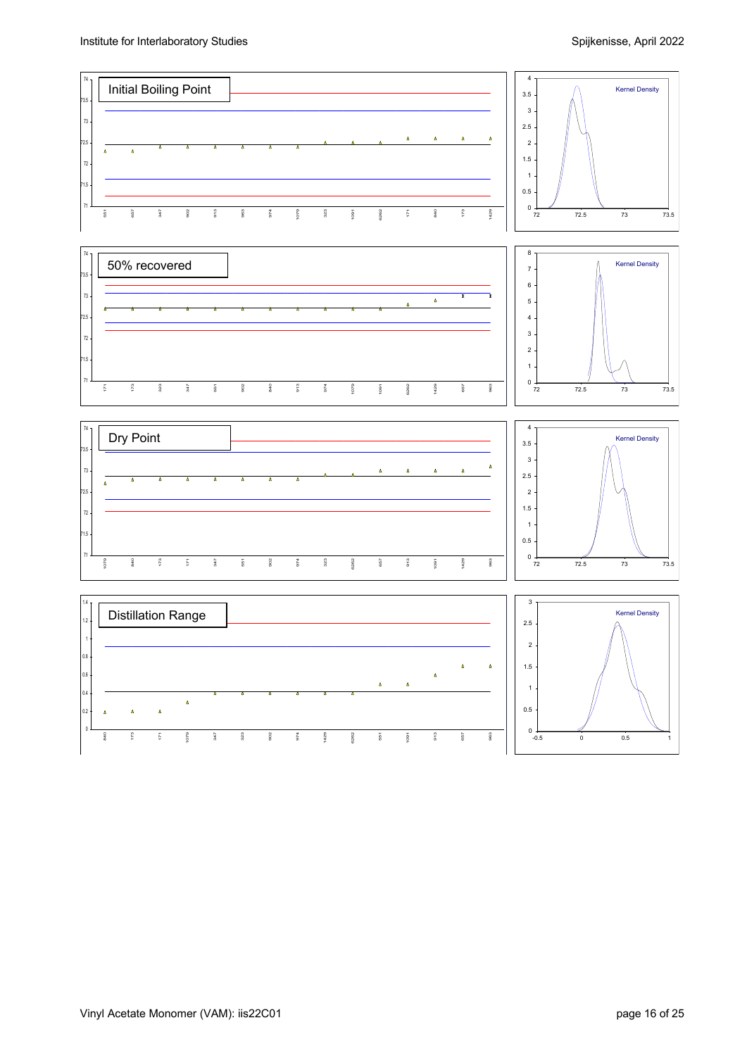Initial Boiling Point

Kernel Density

50% recovered

Kernel Density

Dry Point

Kernel Density

Distillation Range

Kernel Density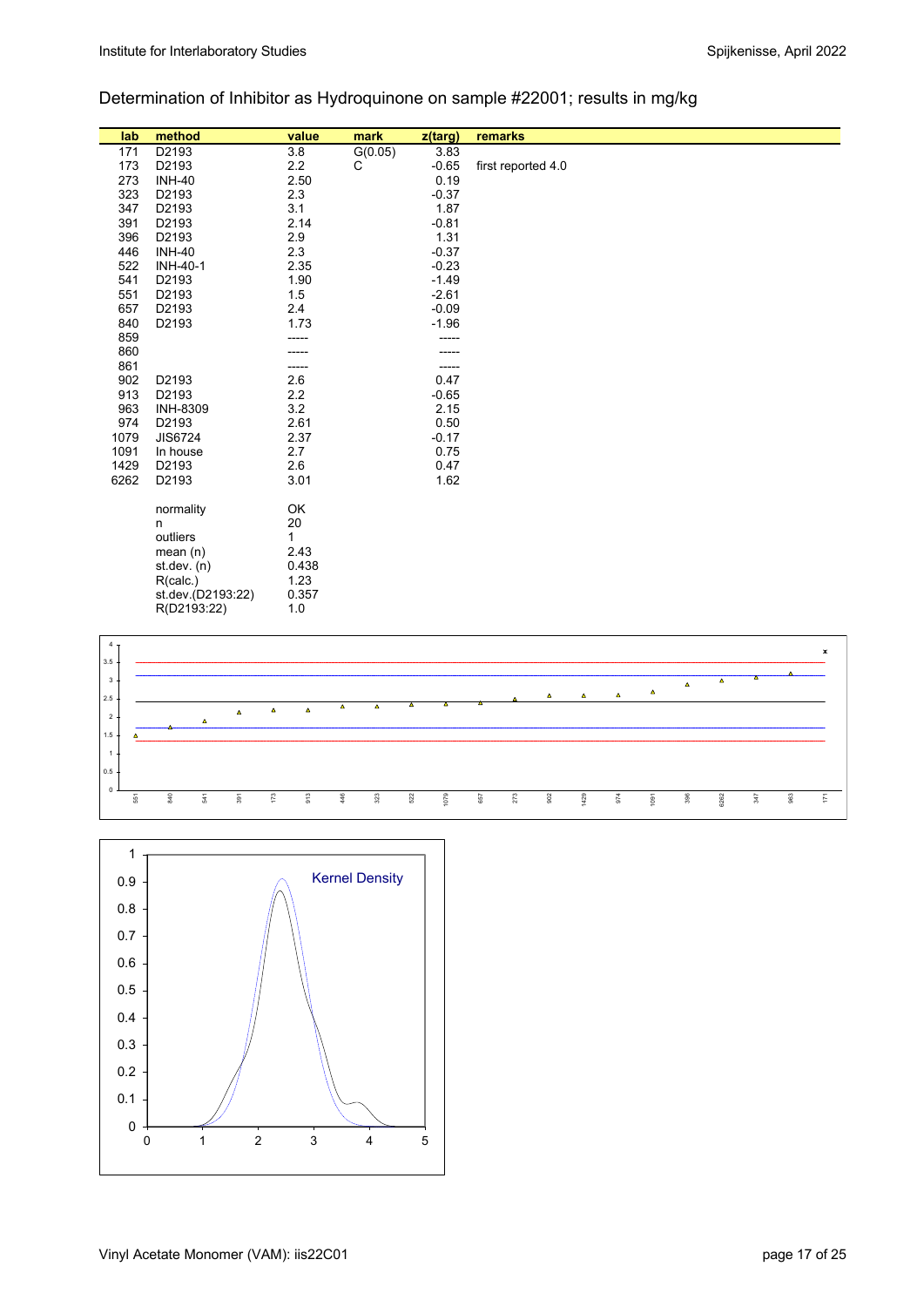Determination of Inhibitor as Hydroquinone on sample #22001; results in mg/kg

| lab | method | value | mark | z(targ) | remarks |
|---|---|---|---|---|---|
| 171 | D2193 | 3.8 | G(0.05) | 3.83 | |
| 173 | D2193 | 2.2 | C | -0.65 | first reported 4.0 |
| 273 | INH-40 | 2.50 | | 0.19 | |
| 323 | D2193 | 2.3 | | -0.37 | |
| 347 | D2193 | 3.1 | | 1.87 | |
| 391 | D2193 | 2.14 | | -0.81 | |
| 396 | D2193 | 2.9 | | 1.31 | |
| 446 | INH-40 | 2.3 | | -0.37 | |
| 522 | INH-40-1 | 2.35 | | -0.23 | |
| 541 | D2193 | 1.90 | | -1.49 | |
| 551 | D2193 | 1.5 | | -2.61 | |
| 657 | D2193 | 2.4 | | -0.09 | |
| 840 | D2193 | 1.73 | | -1.96 | |
| 859 | | ----- | | ----- | |
| 860 | | ----- | | ----- | |
| 861 | | ----- | | ----- | |
| 902 | D2193 | 2.6 | | 0.47 | |
| 913 | D2193 | 2.2 | | -0.65 | |
| 963 | INH-8309 | 3.2 | | 2.15 | |
| 974 | D2193 | 2.61 | | 0.50 | |
| 1079 | JIS6724 | 2.37 | | -0.17 | |
| 1091 | In house | 2.7 | | 0.75 | |
| 1429 | D2193 | 2.6 | | 0.47 | |
| 6262 | D2193 | 3.01 | | 1.62 | |
| | normality | OK | | | |
| | n | 20 | | | |
| | outliers | 1 | | | |
| | mean (n) | 2.43 | | | |
| | st.dev. (n) | 0.438 | | | |
| | R(calc.) | 1.23 | | | |
| | st.dev.(D2193:22) | 0.357 | | | |
| | R(D2193:22) | 1.0 | | | |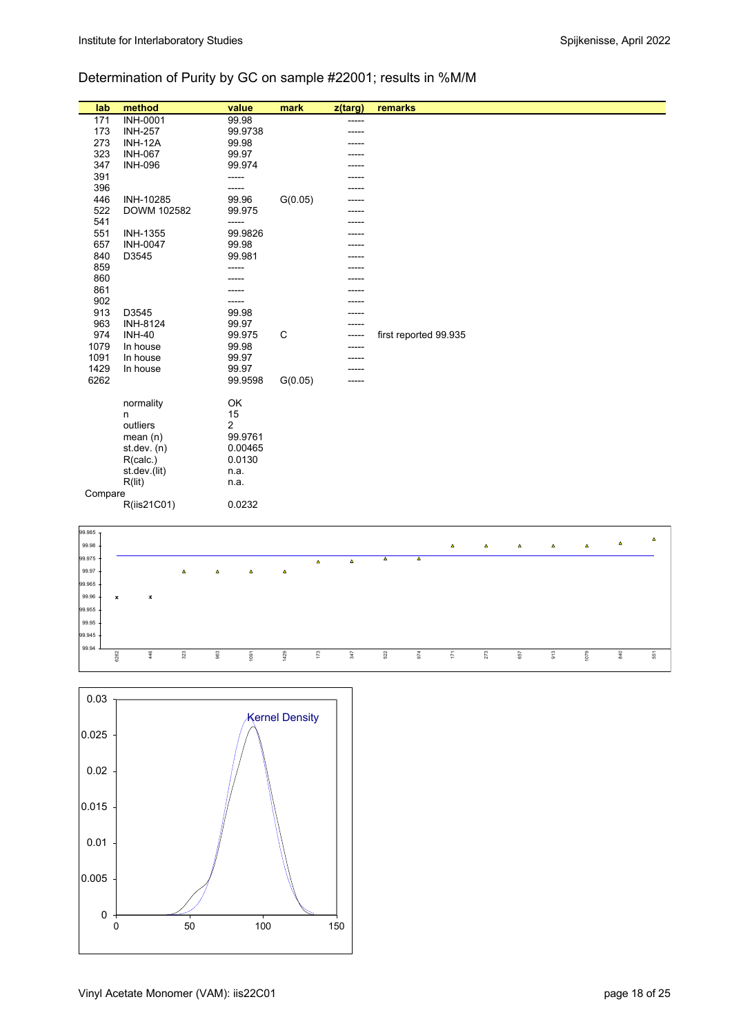## Determination of Purity by GC on sample #22001; results in %M/M

| lab | method | value | mark | z(targ) | remarks |
|---|---|---|---|---|---|
| 171 | INH-0001 | 99.98 | | ----- | |
| 173 | INH-257 | 99.9738 | | ----- | |
| 273 | INH-12A | 99.98 | | ----- | |
| 323 | INH-067 | 99.97 | | ----- | |
| 347 | INH-096 | 99.974 | | ----- | |
| 391 | | ----- | | ----- | |
| 396 | | ----- | | ----- | |
| 446 | INH-10285 | 99.96 | G(0.05) | ----- | |
| 522 | DOWM 102582 | 99.975 | | ----- | |
| 541 | | ----- | | ----- | |
| 551 | INH-1355 | 99.9826 | | ----- | |
| 657 | INH-0047 | 99.98 | | ----- | |
| 840 | D3545 | 99.981 | | ----- | |
| 859 | | ----- | | ----- | |
| 860 | | ----- | | ----- | |
| 861 | | ----- | | ----- | |
| 902 | | ----- | | ----- | |
| 913 | D3545 | 99.98 | | ----- | |
| 963 | INH-8124 | 99.97 | | ----- | |
| 974 | INH-40 | 99.975 | C | ----- | first reported 99.935 |
| 1079 | In house | 99.98 | | ----- | |
| 1091 | In house | 99.97 | | ----- | |
| 1429 | In house | 99.97 | | ----- | |
| 6262 | | 99.9598 | G(0.05) | ----- | |

| | |
|---|---|
| normality | OK |
| n | 15 |
| outliers | 2 |
| mean (n) | 99.9761 |
| st.dev. (n) | 0.00465 |
| R(calc.) | 0.0130 |
| st.dev.(lit) | n.a. |
| R(lit) | n.a. |
| Compare | |
| R(iis21C01) | 0.0232 |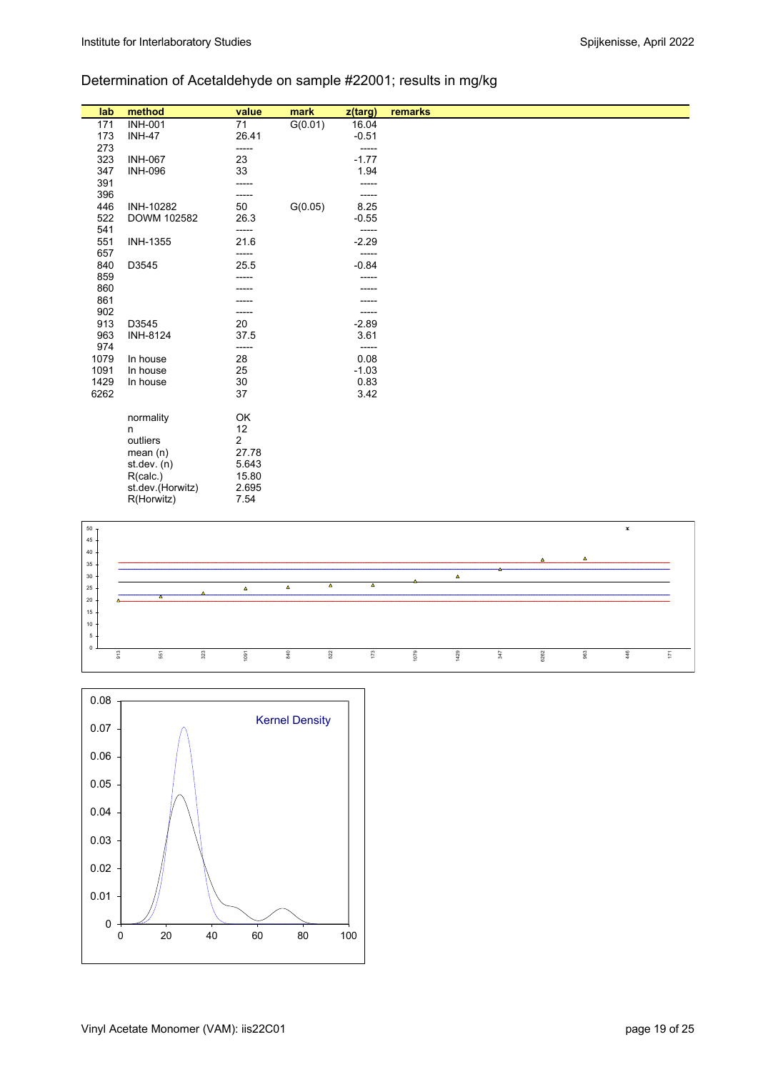## Determination of Acetaldehyde on sample #22001; results in mg/kg

| lab | method | value | mark | z(targ) | remarks |
|---|---|---|---|---|---|
| 171 | INH-001 | 71 | G(0.01) | 16.04 | |
| 173 | INH-47 | 26.41 | | -0.51 | |
| 273 | | ----- | | ----- | |
| 323 | INH-067 | 23 | | -1.77 | |
| 347 | INH-096 | 33 | | 1.94 | |
| 391 | | ----- | | ----- | |
| 396 | | ----- | | ----- | |
| 446 | INH-10282 | 50 | G(0.05) | 8.25 | |
| 522 | DOWM 102582 | 26.3 | | -0.55 | |
| 541 | | ----- | | ----- | |
| 551 | INH-1355 | 21.6 | | -2.29 | |
| 657 | | ----- | | ----- | |
| 840 | D3545 | 25.5 | | -0.84 | |
| 859 | | ----- | | ----- | |
| 860 | | ----- | | ----- | |
| 861 | | ----- | | ----- | |
| 902 | | ----- | | ----- | |
| 913 | D3545 | 20 | | -2.89 | |
| 963 | INH-8124 | 37.5 | | 3.61 | |
| 974 | | ----- | | ----- | |
| 1079 | In house | 28 | | 0.08 | |
| 1091 | In house | 25 | | -1.03 | |
| 1429 | In house | 30 | | 0.83 | |
| 6262 | | 37 | | 3.42 | |
| | normality | OK | | | |
| | n | 12 | | | |
| | outliers | 2 | | | |
| | mean (n) | 27.78 | | | |
| | st.dev. (n) | 5.643 | | | |
| | R(calc.) | 15.80 | | | |
| | st.dev.(Horwitz) | 2.695 | | | |
| | R(Horwitz) | 7.54 | | | |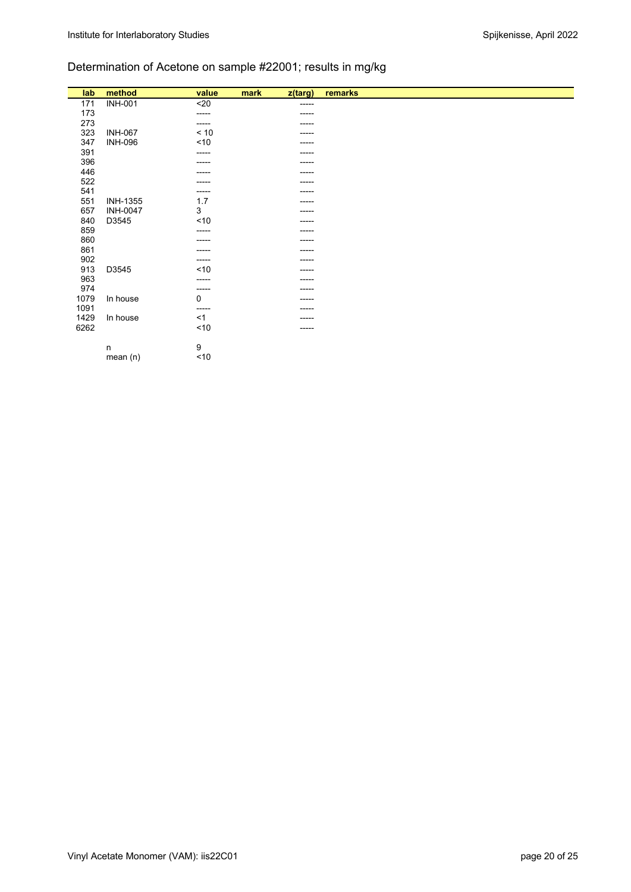## Determination of Acetone on sample #22001; results in mg/kg

| lab | method | value | mark | z(targ) | remarks |
|---|---|---|---|---|---|
| 171 | INH-001 | <20 | | ----- | |
| 173 | | ----- | | ----- | |
| 273 | | ----- | | ----- | |
| 323 | INH-067 | < 10 | | ----- | |
| 347 | INH-096 | <10 | | ----- | |
| 391 | | ----- | | ----- | |
| 396 | | ----- | | ----- | |
| 446 | | ----- | | ----- | |
| 522 | | ----- | | ----- | |
| 541 | | ----- | | ----- | |
| 551 | INH-1355 | 1.7 | | ----- | |
| 657 | INH-0047 | 3 | | ----- | |
| 840 | D3545 | <10 | | ----- | |
| 859 | | ----- | | ----- | |
| 860 | | ----- | | ----- | |
| 861 | | ----- | | ----- | |
| 902 | | ----- | | ----- | |
| 913 | D3545 | <10 | | ----- | |
| 963 | | ----- | | ----- | |
| 974 | | ----- | | ----- | |
| 1079 | In house | 0 | | ----- | |
| 1091 | | ----- | | ----- | |
| 1429 | In house | <1 | | ----- | |
| 6262 | | <10 | | ----- | |
| | | | | | |
| | n | 9 | | | |
| | mean (n) | <10 | | | |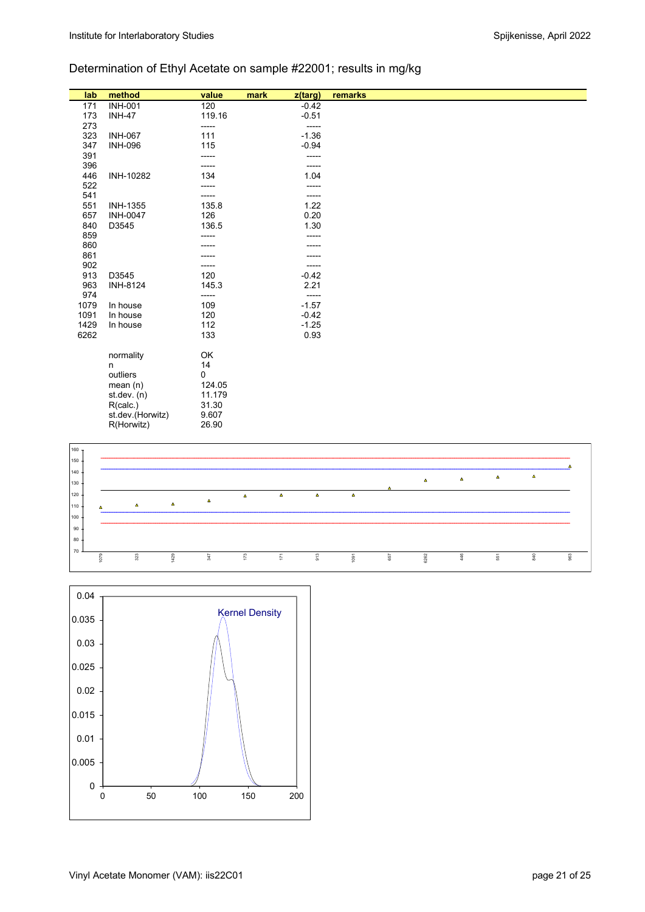## Determination of Ethyl Acetate on sample #22001; results in mg/kg

| lab | method | value | mark | z(targ) | remarks |
|---|---|---|---|---|---|
| 171 | INH-001 | 120 | | -0.42 | |
| 173 | INH-47 | 119.16 | | -0.51 | |
| 273 | | ----- | | ----- | |
| 323 | INH-067 | 111 | | -1.36 | |
| 347 | INH-096 | 115 | | -0.94 | |
| 391 | | ----- | | ----- | |
| 396 | | ----- | | ----- | |
| 446 | INH-10282 | 134 | | 1.04 | |
| 522 | | ----- | | ----- | |
| 541 | | ----- | | ----- | |
| 551 | INH-1355 | 135.8 | | 1.22 | |
| 657 | INH-0047 | 126 | | 0.20 | |
| 840 | D3545 | 136.5 | | 1.30 | |
| 859 | | ----- | | ----- | |
| 860 | | ----- | | ----- | |
| 861 | | ----- | | ----- | |
| 902 | | ----- | | ----- | |
| 913 | D3545 | 120 | | -0.42 | |
| 963 | INH-8124 | 145.3 | | 2.21 | |
| 974 | | ----- | | ----- | |
| 1079 | In house | 109 | | -1.57 | |
| 1091 | In house | 120 | | -0.42 | |
| 1429 | In house | 112 | | -1.25 | |
| 6262 | | 133 | | 0.93 | |
| | normality | OK | | | |
| | n | 14 | | | |
| | outliers | 0 | | | |
| | mean (n) | 124.05 | | | |
| | st.dev. (n) | 11.179 | | | |
| | R(calc.) | 31.30 | | | |
| | st.dev.(Horwitz) | 9.607 | | | |
| | R(Horwitz) | 26.90 | | | |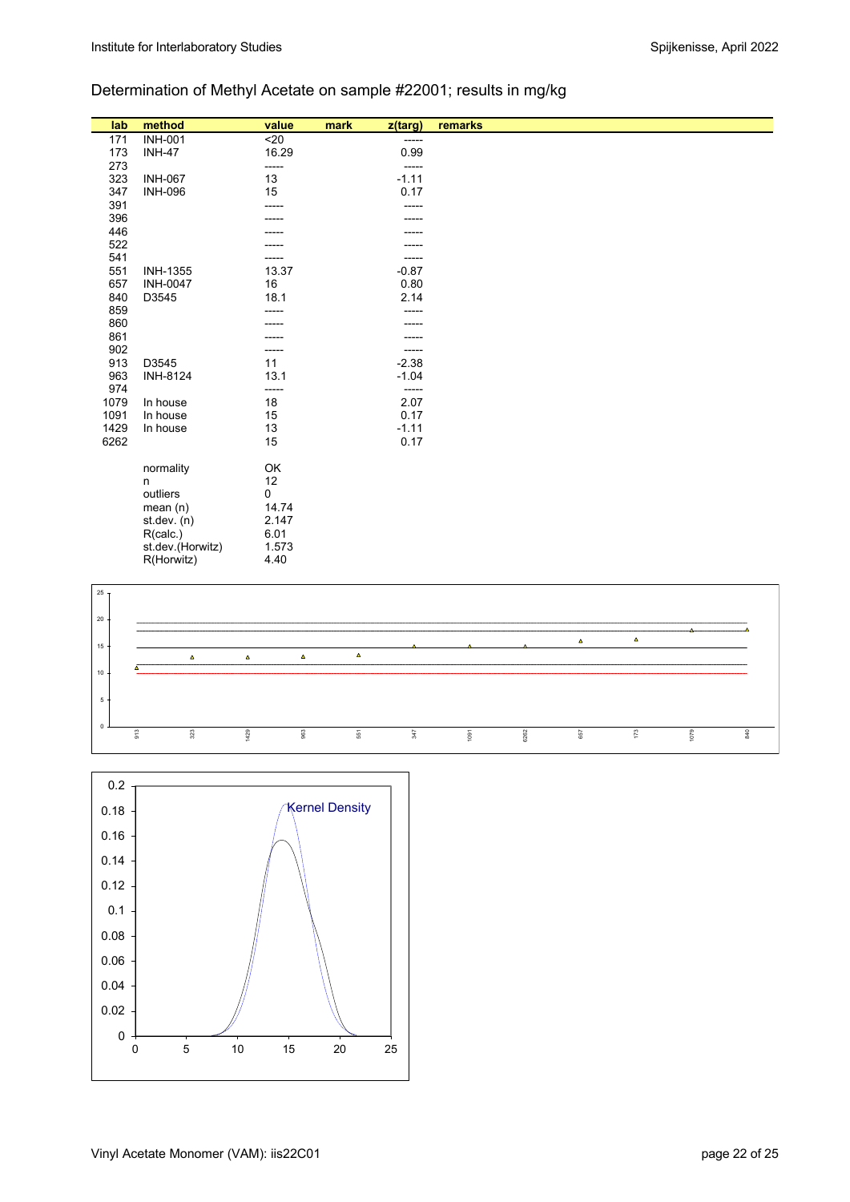Determination of Methyl Acetate on sample #22001; results in mg/kg

| lab | method | value | mark | z(targ) | remarks |
|---|---|---|---|---|---|
| 171 | INH-001 | <20 | | ----- | |
| 173 | INH-47 | 16.29 | | 0.99 | |
| 273 | | ----- | | ----- | |
| 323 | INH-067 | 13 | | -1.11 | |
| 347 | INH-096 | 15 | | 0.17 | |
| 391 | | ----- | | ----- | |
| 396 | | ----- | | ----- | |
| 446 | | ----- | | ----- | |
| 522 | | ----- | | ----- | |
| 541 | | ----- | | ----- | |
| 551 | INH-1355 | 13.37 | | -0.87 | |
| 657 | INH-0047 | 16 | | 0.80 | |
| 840 | D3545 | 18.1 | | 2.14 | |
| 859 | | ----- | | ----- | |
| 860 | | ----- | | ----- | |
| 861 | | ----- | | ----- | |
| 902 | | ----- | | ----- | |
| 913 | D3545 | 11 | | -2.38 | |
| 963 | INH-8124 | 13.1 | | -1.04 | |
| 974 | | ----- | | ----- | |
| 1079 | In house | 18 | | 2.07 | |
| 1091 | In house | 15 | | 0.17 | |
| 1429 | In house | 13 | | -1.11 | |
| 6262 | | 15 | | 0.17 | |
| | normality | OK | | | |
| | n | 12 | | | |
| | outliers | 0 | | | |
| | mean (n) | 14.74 | | | |
| | st.dev. (n) | 2.147 | | | |
| | R(calc.) | 6.01 | | | |
| | st.dev.(Horwitz) | 1.573 | | | |
| | R(Horwitz) | 4.40 | | | |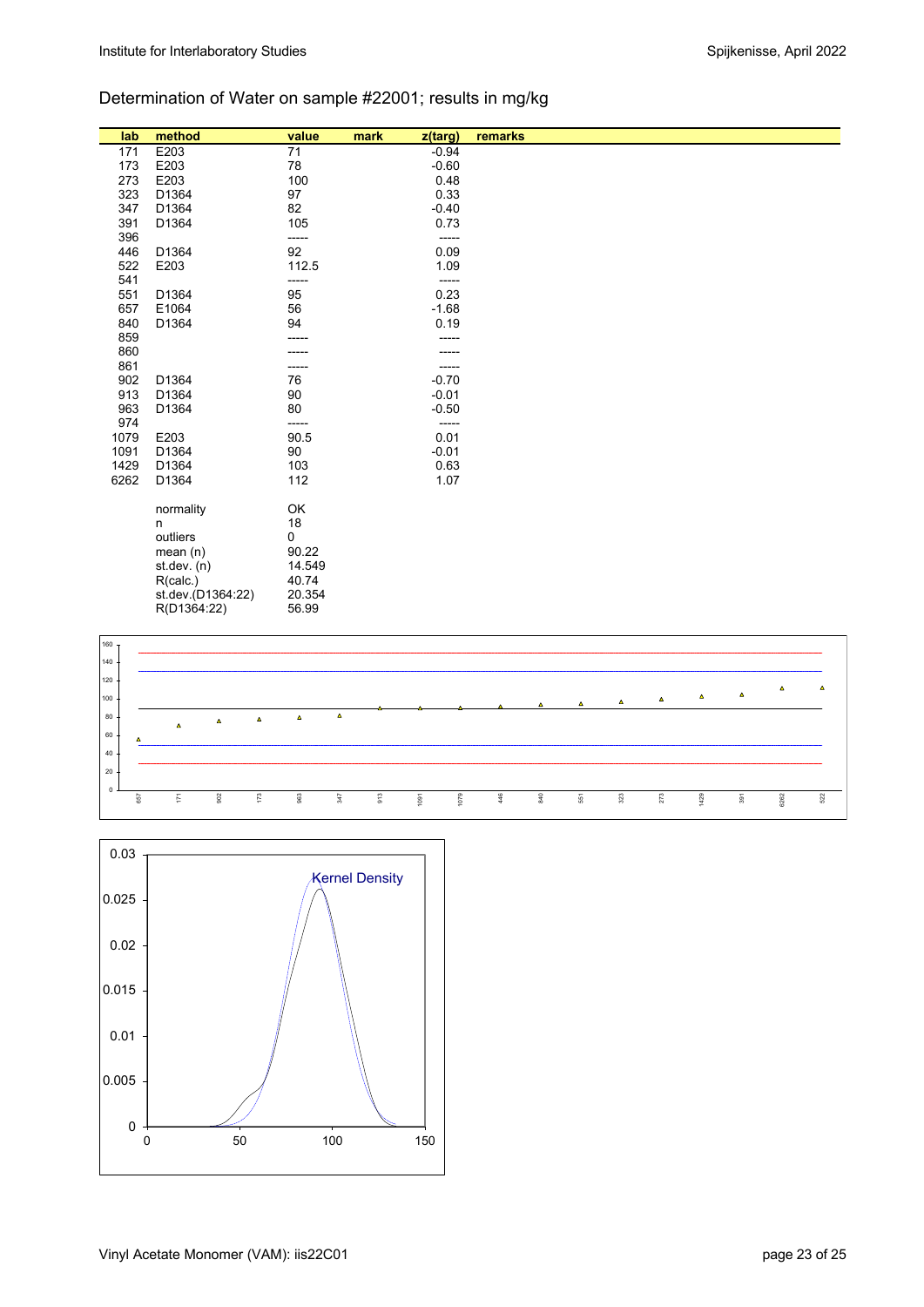## Determination of Water on sample #22001; results in mg/kg

| lab | method | value | mark | z(targ) | remarks |
|---|---|---|---|---|---|
| 171 | E203 | 71 | | -0.94 | |
| 173 | E203 | 78 | | -0.60 | |
| 273 | E203 | 100 | | 0.48 | |
| 323 | D1364 | 97 | | 0.33 | |
| 347 | D1364 | 82 | | -0.40 | |
| 391 | D1364 | 105 | | 0.73 | |
| 396 | | ----- | | ----- | |
| 446 | D1364 | 92 | | 0.09 | |
| 522 | E203 | 112.5 | | 1.09 | |
| 541 | | ----- | | ----- | |
| 551 | D1364 | 95 | | 0.23 | |
| 657 | E1064 | 56 | | -1.68 | |
| 840 | D1364 | 94 | | 0.19 | |
| 859 | | ----- | | ----- | |
| 860 | | ----- | | ----- | |
| 861 | | ----- | | ----- | |
| 902 | D1364 | 76 | | -0.70 | |
| 913 | D1364 | 90 | | -0.01 | |
| 963 | D1364 | 80 | | -0.50 | |
| 974 | | ----- | | ----- | |
| 1079 | E203 | 90.5 | | 0.01 | |
| 1091 | D1364 | 90 | | -0.01 | |
| 1429 | D1364 | 103 | | 0.63 | |
| 6262 | D1364 | 112 | | 1.07 | |
| | normality | OK | | | |
| | n | 18 | | | |
| | outliers | 0 | | | |
| | mean (n) | 90.22 | | | |
| | st.dev. (n) | 14.549 | | | |
| | R(calc.) | 40.74 | | | |
| | st.dev.(D1364:22) | 20.354 | | | |
| | R(D1364:22) | 56.99 | | | |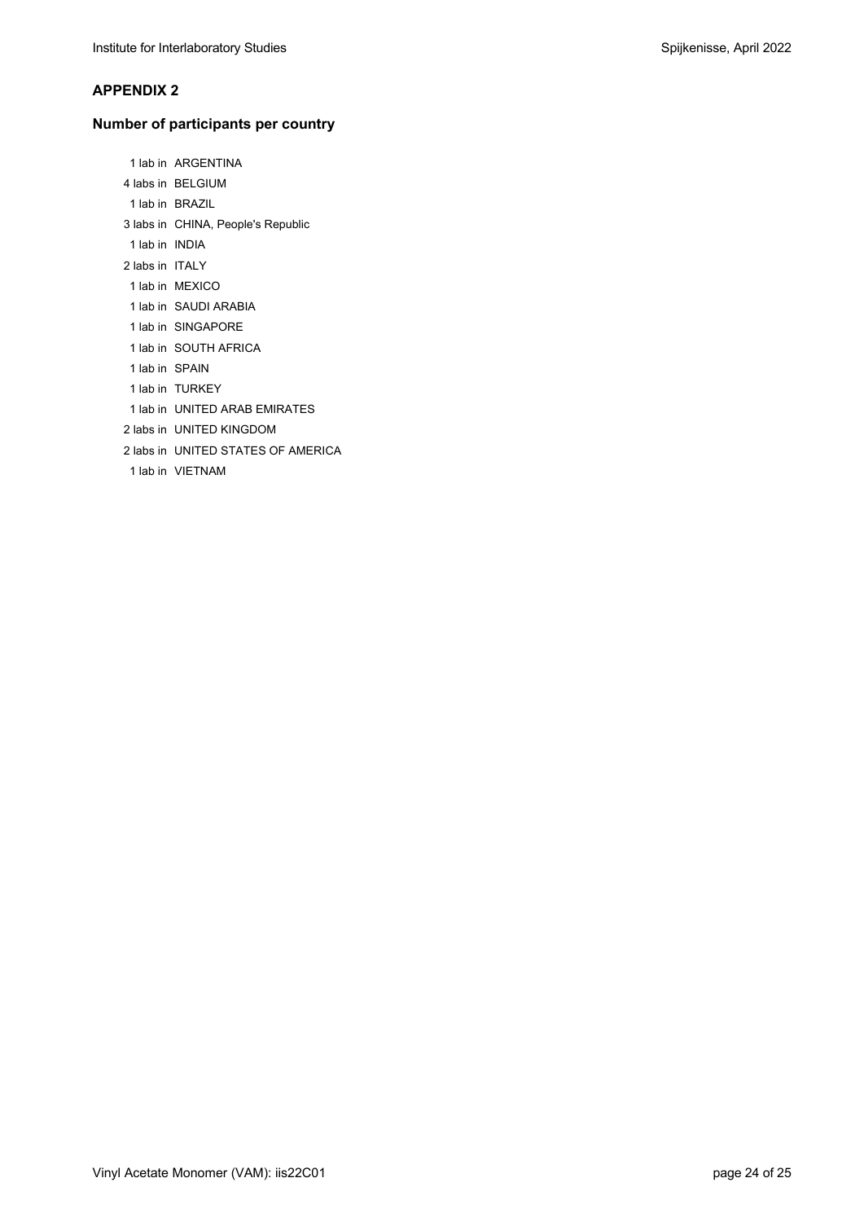## APPENDIX 2

### Number of participants per country

1 lab in ARGENTINA
4 labs in BELGIUM
1 lab in BRAZIL
3 labs in CHINA, People's Republic
1 lab in INDIA
2 labs in ITALY
1 lab in MEXICO
1 lab in SAUDI ARABIA
1 lab in SINGAPORE
1 lab in SOUTH AFRICA
1 lab in SPAIN
1 lab in TURKEY
1 lab in UNITED ARAB EMIRATES
2 labs in UNITED KINGDOM
2 labs in UNITED STATES OF AMERICA
1 lab in VIETNAM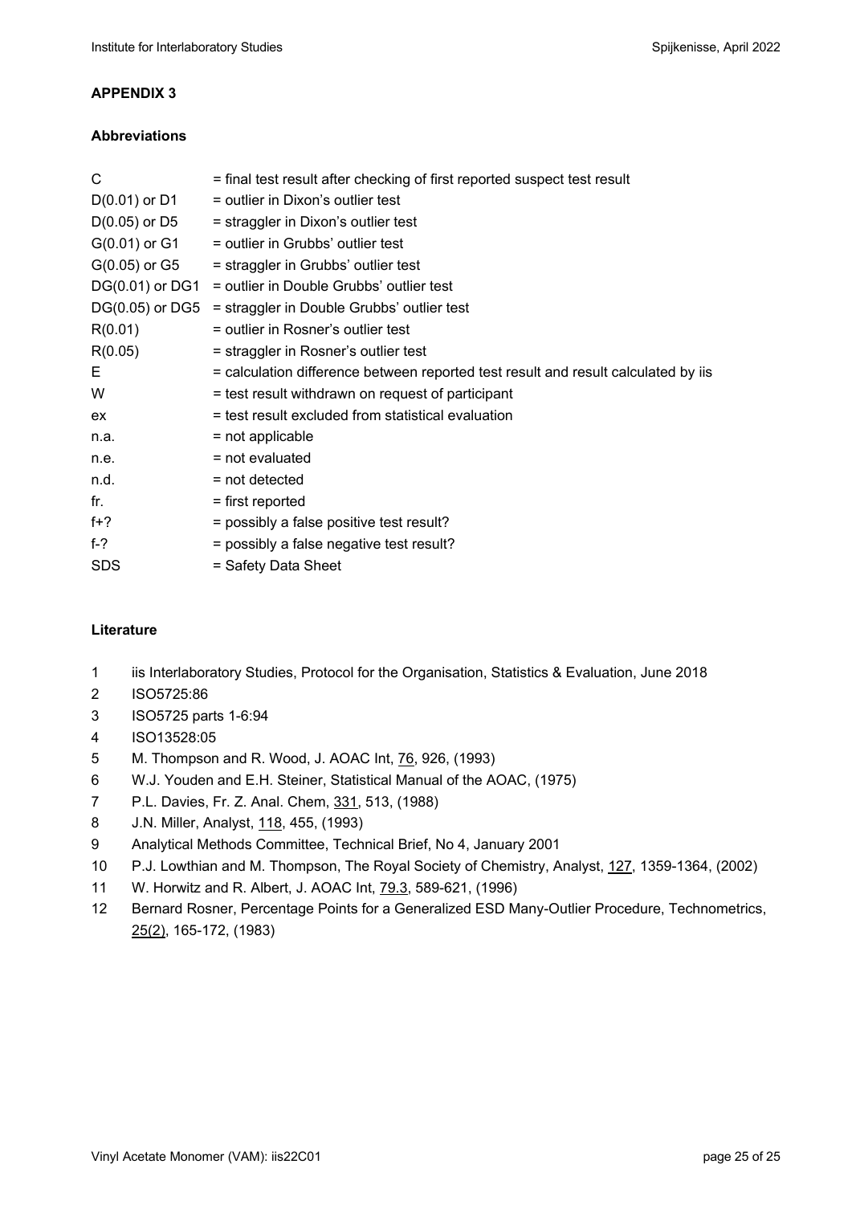## APPENDIX 3

### Abbreviations

| | |
|---|---|
| C | = final test result after checking of first reported suspect test result |
| D(0.01) or D1 | = outlier in Dixon's outlier test |
| D(0.05) or D5 | = straggler in Dixon's outlier test |
| G(0.01) or G1 | = outlier in Grubbs' outlier test |
| G(0.05) or G5 | = straggler in Grubbs' outlier test |
| DG(0.01) or DG1 | = outlier in Double Grubbs' outlier test |
| DG(0.05) or DG5 | = straggler in Double Grubbs' outlier test |
| R(0.01) | = outlier in Rosner's outlier test |
| R(0.05) | = straggler in Rosner's outlier test |
| E | = calculation difference between reported test result and result calculated by iis |
| W | = test result withdrawn on request of participant |
| ex | = test result excluded from statistical evaluation |
| n.a. | = not applicable |
| n.e. | = not evaluated |
| n.d. | = not detected |
| fr. | = first reported |
| f+? | = possibly a false positive test result? |
| f-? | = possibly a false negative test result? |
| SDS | = Safety Data Sheet |

### Literature

1. iis Interlaboratory Studies, Protocol for the Organisation, Statistics & Evaluation, June 2018
2. ISO5725:86
3. ISO5725 parts 1-6:94
4. ISO13528:05
5. M. Thompson and R. Wood, J. AOAC Int, 76, 926, (1993)
6. W.J. Youden and E.H. Steiner, Statistical Manual of the AOAC, (1975)
7. P.L. Davies, Fr. Z. Anal. Chem, 331, 513, (1988)
8. J.N. Miller, Analyst, 118, 455, (1993)
9. Analytical Methods Committee, Technical Brief, No 4, January 2001
10. P.J. Lowthian and M. Thompson, The Royal Society of Chemistry, Analyst, 127, 1359-1364, (2002)
11. W. Horwitz and R. Albert, J. AOAC Int, 79.3, 589-621, (1996)
12. Bernard Rosner, Percentage Points for a Generalized ESD Many-Outlier Procedure, Technometrics, 25(2), 165-172, (1983)